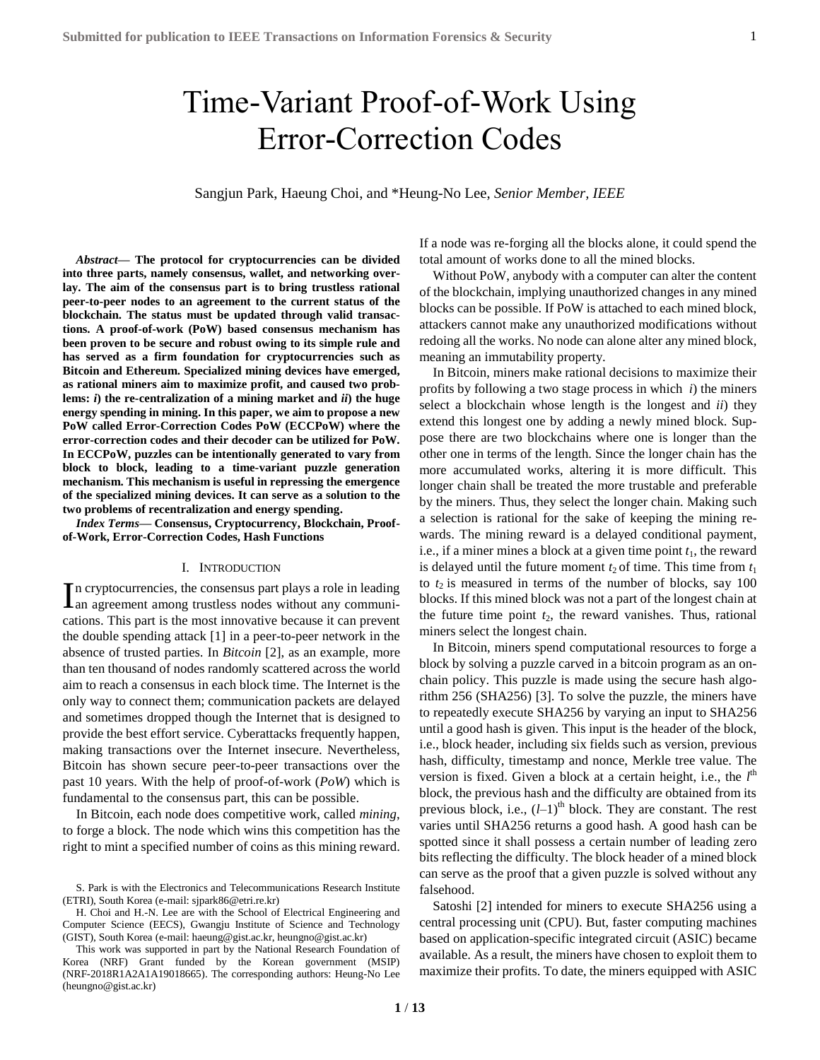# Time-Variant Proof-of-Work Using Error-Correction Codes

Sangjun Park, Haeung Choi, and *Heung-No Lee, *Senior Member, IEEE*

***Abstract*— The protocol for cryptocurrencies can be divided into three parts, namely consensus, wallet, and networking overlay. The aim of the consensus part is to bring trustless rational peer-to-peer nodes to an agreement to the current status of the blockchain. The status must be updated through valid transactions. A proof-of-work (PoW) based consensus mechanism has been proven to be secure and robust owing to its simple rule and has served as a firm foundation for cryptocurrencies such as Bitcoin and Ethereum. Specialized mining devices have emerged, as rational miners aim to maximize profit, and caused two problems: *i*) the re-centralization of a mining market and *ii*) the huge energy spending in mining. In this paper, we aim to propose a new PoW called Error-Correction Codes PoW (ECCPoW) where the error-correction codes and their decoder can be utilized for PoW. In ECCPoW, puzzles can be intentionally generated to vary from block to block, leading to a time-variant puzzle generation mechanism. This mechanism is useful in repressing the emergence of the specialized mining devices. It can serve as a solution to the two problems of recentralization and energy spending.**

***Index Terms*— Consensus, Cryptocurrency, Blockchain, Proof-of-Work, Error-Correction Codes, Hash Functions**

## I. Introduction

In cryptocurrencies, the consensus part plays a role in leading an agreement among trustless nodes without any communications. This part is the most innovative because it can prevent the double spending attack [1] in a peer-to-peer network in the absence of trusted parties. In *Bitcoin* [2], as an example, more than ten thousand of nodes randomly scattered across the world aim to reach a consensus in each block time. The Internet is the only way to connect them; communication packets are delayed and sometimes dropped though the Internet that is designed to provide the best effort service. Cyberattacks frequently happen, making transactions over the Internet insecure. Nevertheless, Bitcoin has shown secure peer-to-peer transactions over the past 10 years. With the help of proof-of-work (*PoW*) which is fundamental to the consensus part, this can be possible.

In Bitcoin, each node does competitive work, called *mining*, to forge a block. The node which wins this competition has the right to mint a specified number of coins as this mining reward. If a node was re-forging all the blocks alone, it could spend the total amount of works done to all the mined blocks.

Without PoW, anybody with a computer can alter the content of the blockchain, implying unauthorized changes in any mined blocks can be possible. If PoW is attached to each mined block, attackers cannot make any unauthorized modifications without redoing all the works. No node can alone alter any mined block, meaning an immutability property.

In Bitcoin, miners make rational decisions to maximize their profits by following a two stage process in which *i*) the miners select a blockchain whose length is the longest and *ii*) they extend this longest one by adding a newly mined block. Suppose there are two blockchains where one is longer than the other one in terms of the length. Since the longer chain has the more accumulated works, altering it is more difficult. This longer chain shall be treated the more trustable and preferable by the miners. Thus, they select the longer chain. Making such a selection is rational for the sake of keeping the mining rewards. The mining reward is a delayed conditional payment, i.e., if a miner mines a block at a given time point $t_1$, the reward is delayed until the future moment $t_2$ of time. This time from $t_1$ to $t_2$ is measured in terms of the number of blocks, say 100 blocks. If this mined block was not a part of the longest chain at the future time point $t_2$, the reward vanishes. Thus, rational miners select the longest chain.

In Bitcoin, miners spend computational resources to forge a block by solving a puzzle carved in a bitcoin program as an on-chain policy. This puzzle is made using the secure hash algorithm 256 (SHA256) [3]. To solve the puzzle, the miners have to repeatedly execute SHA256 by varying an input to SHA256 until a good hash is given. This input is the header of the block, i.e., block header, including six fields such as version, previous hash, difficulty, timestamp and nonce, Merkle tree value. The version is fixed. Given a block at a certain height, i.e., the $l^{\text{th}}$ block, the previous hash and the difficulty are obtained from its previous block, i.e., $(l-1)^{\text{th}}$ block. They are constant. The rest varies until SHA256 returns a good hash. A good hash can be spotted since it shall possess a certain number of leading zero bits reflecting the difficulty. The block header of a mined block can serve as the proof that a given puzzle is solved without any falsehood.

Satoshi [2] intended for miners to execute SHA256 using a central processing unit (CPU). But, faster computing machines based on application-specific integrated circuit (ASIC) became available. As a result, the miners have chosen to exploit them to maximize their profits. To date, the miners equipped with ASIC

---

S. Park is with the Electronics and Telecommunications Research Institute (ETRI), South Korea (e-mail: sjpark86@etri.re.kr)

H. Choi and H.-N. Lee are with the School of Electrical Engineering and Computer Science (EECS), Gwangju Institute of Science and Technology (GIST), South Korea (e-mail: haeung@gist.ac.kr, heungno@gist.ac.kr)

This work was supported in part by the National Research Foundation of Korea (NRF) Grant funded by the Korean government (MSIP) (NRF-2018R1A2A1A19018665). The corresponding authors: Heung-No Lee (heungno@gist.ac.kr)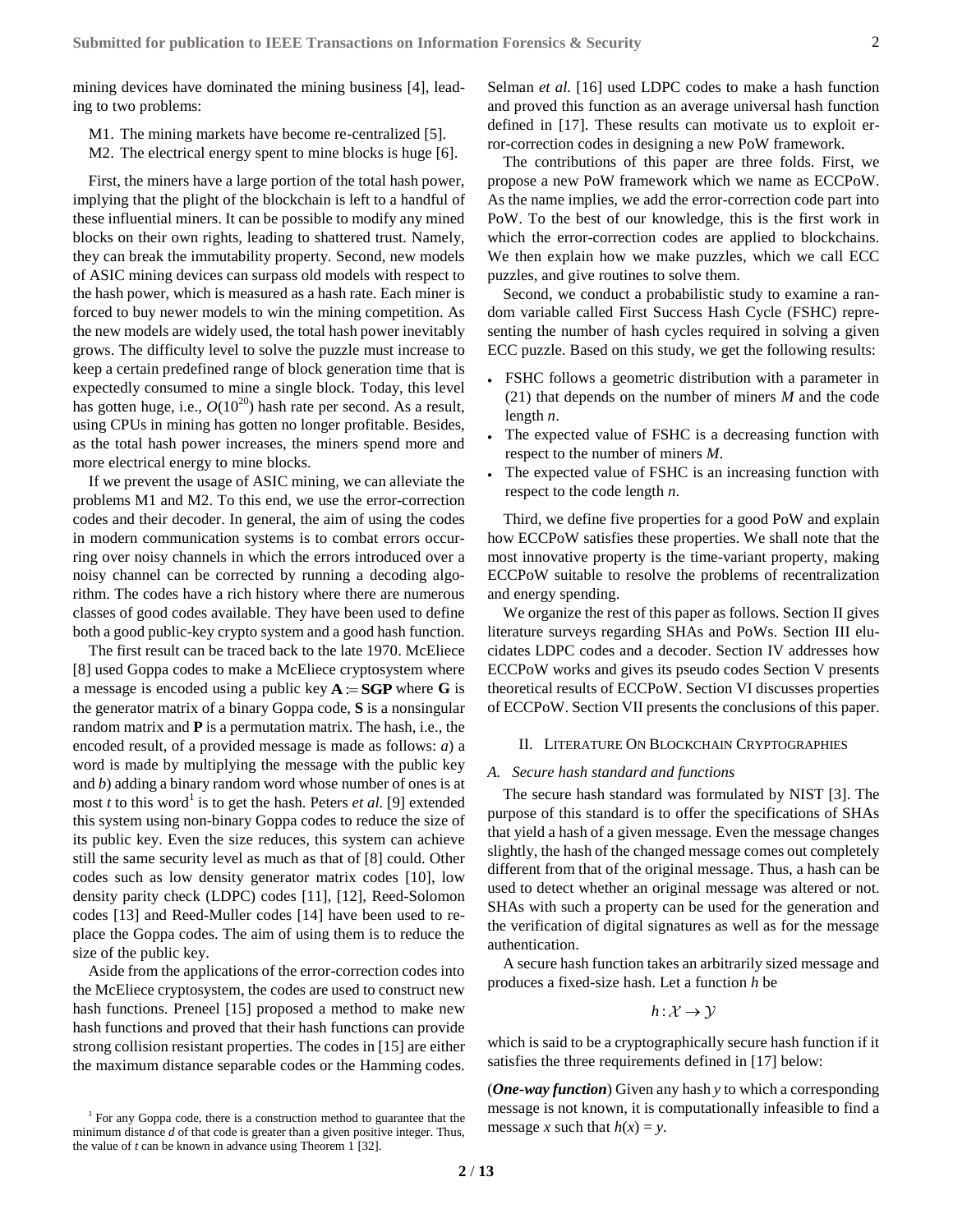mining devices have dominated the mining business [4], leading to two problems:

M1. The mining markets have become re-centralized [5].
M2. The electrical energy spent to mine blocks is huge [6].

First, the miners have a large portion of the total hash power, implying that the plight of the blockchain is left to a handful of these influential miners. It can be possible to modify any mined blocks on their own rights, leading to shattered trust. Namely, they can break the immutability property. Second, new models of ASIC mining devices can surpass old models with respect to the hash power, which is measured as a hash rate. Each miner is forced to buy newer models to win the mining competition. As the new models are widely used, the total hash power inevitably grows. The difficulty level to solve the puzzle must increase to keep a certain predefined range of block generation time that is expectedly consumed to mine a single block. Today, this level has gotten huge, i.e., $O(10^{20})$ hash rate per second. As a result, using CPUs in mining has gotten no longer profitable. Besides, as the total hash power increases, the miners spend more and more electrical energy to mine blocks.

If we prevent the usage of ASIC mining, we can alleviate the problems M1 and M2. To this end, we use the error-correction codes and their decoder. In general, the aim of using the codes in modern communication systems is to combat errors occurring over noisy channels in which the errors introduced over a noisy channel can be corrected by running a decoding algorithm. The codes have a rich history where there are numerous classes of good codes available. They have been used to define both a good public-key crypto system and a good hash function.

The first result can be traced back to the late 1970. McEliece [8] used Goppa codes to make a McEliece cryptosystem where a message is encoded using a public key $\mathbf{A} := \mathbf{SGP}$ where $\mathbf{G}$ is the generator matrix of a binary Goppa code, $\mathbf{S}$ is a nonsingular random matrix and $\mathbf{P}$ is a permutation matrix. The hash, i.e., the encoded result, of a provided message is made as follows: *a*) a word is made by multiplying the message with the public key and *b*) adding a binary random word whose number of ones is at most *t* to this word[1] is to get the hash. Peters *et al.* [9] extended this system using non-binary Goppa codes to reduce the size of its public key. Even the size reduces, this system can achieve still the same security level as much as that of [8] could. Other codes such as low density generator matrix codes [10], low density parity check (LDPC) codes [11], [12], Reed-Solomon codes [13] and Reed-Muller codes [14] have been used to replace the Goppa codes. The aim of using them is to reduce the size of the public key.

Aside from the applications of the error-correction codes into the McEliece cryptosystem, the codes are used to construct new hash functions. Preneel [15] proposed a method to make new hash functions and proved that their hash functions can provide strong collision resistant properties. The codes in [15] are either the maximum distance separable codes or the Hamming codes. Selman *et al.* [16] used LDPC codes to make a hash function and proved this function as an average universal hash function defined in [17]. These results can motivate us to exploit error-correction codes in designing a new PoW framework.

The contributions of this paper are three folds. First, we propose a new PoW framework which we name as ECCPoW. As the name implies, we add the error-correction code part into PoW. To the best of our knowledge, this is the first work in which the error-correction codes are applied to blockchains. We then explain how we make puzzles, which we call ECC puzzles, and give routines to solve them.

Second, we conduct a probabilistic study to examine a random variable called First Success Hash Cycle (FSHC) representing the number of hash cycles required in solving a given ECC puzzle. Based on this study, we get the following results:

- FSHC follows a geometric distribution with a parameter in (21) that depends on the number of miners *M* and the code length *n*.
- The expected value of FSHC is a decreasing function with respect to the number of miners *M*.
- The expected value of FSHC is an increasing function with respect to the code length *n*.

Third, we define five properties for a good PoW and explain how ECCPoW satisfies these properties. We shall note that the most innovative property is the time-variant property, making ECCPoW suitable to resolve the problems of recentralization and energy spending.

We organize the rest of this paper as follows. Section II gives literature surveys regarding SHAs and PoWs. Section III elucidates LDPC codes and a decoder. Section IV addresses how ECCPoW works and gives its pseudo codes Section V presents theoretical results of ECCPoW. Section VI discusses properties of ECCPoW. Section VII presents the conclusions of this paper.

## II. Literature On Blockchain Cryptographies

### A. Secure hash standard and functions

The secure hash standard was formulated by NIST [3]. The purpose of this standard is to offer the specifications of SHAs that yield a hash of a given message. Even the message changes slightly, the hash of the changed message comes out completely different from that of the original message. Thus, a hash can be used to detect whether an original message was altered or not. SHAs with such a property can be used for the generation and the verification of digital signatures as well as for the message authentication.

A secure hash function takes an arbitrarily sized message and produces a fixed-size hash. Let a function *h* be

$$h : \mathcal{X} \rightarrow \mathcal{Y}$$

which is said to be a cryptographically secure hash function if it satisfies the three requirements defined in [17] below:

(***One-way function***) Given any hash *y* to which a corresponding message is not known, it is computationally infeasible to find a message *x* such that $h(x) = y$.

[1] For any Goppa code, there is a construction method to guarantee that the minimum distance *d* of that code is greater than a given positive integer. Thus, the value of *t* can be known in advance using Theorem 1 [32].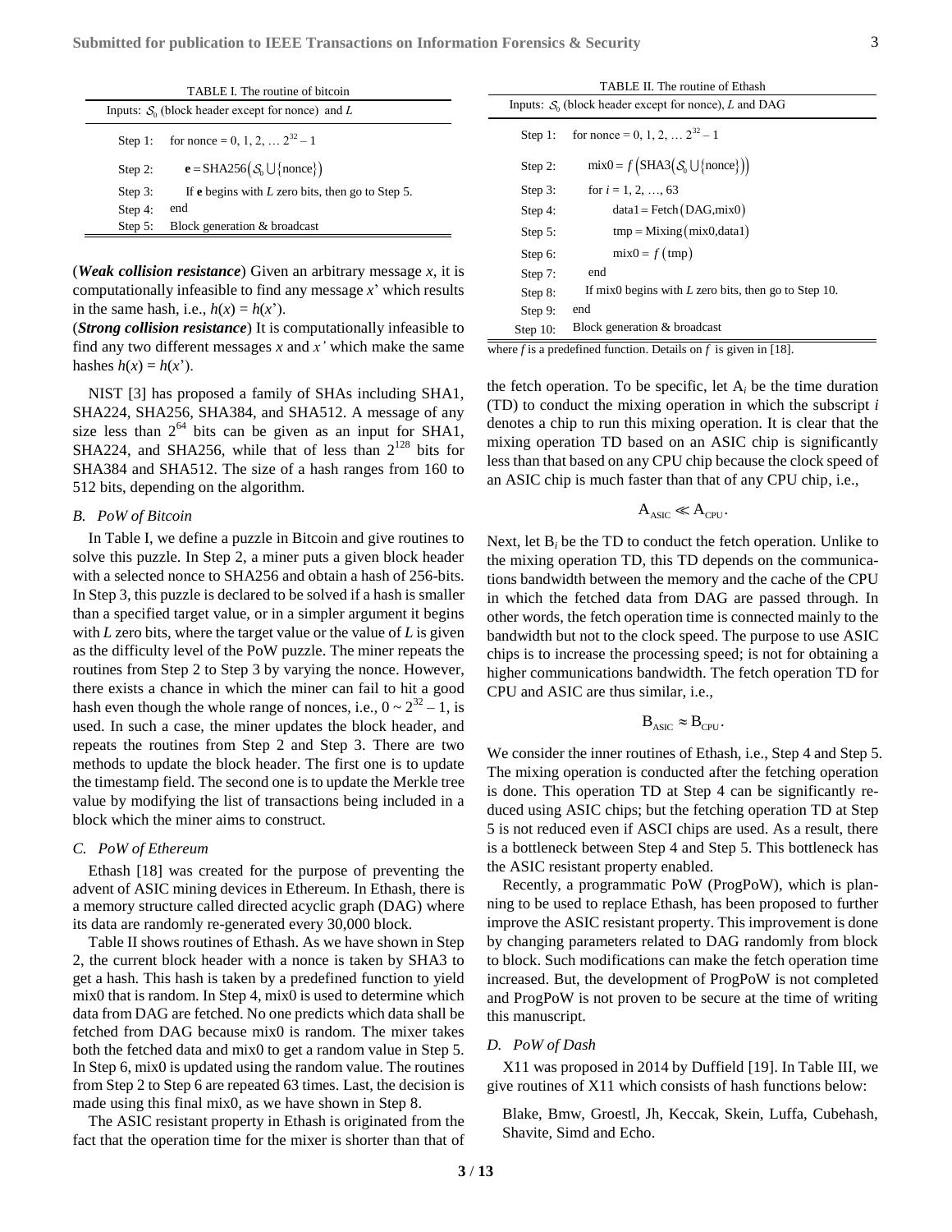TABLE I. The routine of bitcoin

Inputs: $\mathcal{S}_0$ (block header except for nonce) and $L$

| | |
|---|---|
| Step 1: | for nonce = 0, 1, 2, … $2^{32} - 1$ |
| Step 2: | $\mathbf{e} = \text{SHA256}\left(\mathcal{S}_0 \cup \{\text{nonce}\}\right)$ |
| Step 3: | If **e** begins with $L$ zero bits, then go to Step 5. |
| Step 4: | end |
| Step 5: | Block generation & broadcast |

(***Weak collision resistance***) Given an arbitrary message $x$, it is computationally infeasible to find any message $x'$ which results in the same hash, i.e., $h(x) = h(x')$.

(***Strong collision resistance***) It is computationally infeasible to find any two different messages $x$ and $x'$ which make the same hashes $h(x) = h(x')$.

NIST [3] has proposed a family of SHAs including SHA1, SHA224, SHA256, SHA384, and SHA512. A message of any size less than $2^{64}$ bits can be given as an input for SHA1, SHA224, and SHA256, while that of less than $2^{128}$ bits for SHA384 and SHA512. The size of a hash ranges from 160 to 512 bits, depending on the algorithm.

### B. PoW of Bitcoin

In Table I, we define a puzzle in Bitcoin and give routines to solve this puzzle. In Step 2, a miner puts a given block header with a selected nonce to SHA256 and obtain a hash of 256-bits. In Step 3, this puzzle is declared to be solved if a hash is smaller than a specified target value, or in a simpler argument it begins with $L$ zero bits, where the target value or the value of $L$ is given as the difficulty level of the PoW puzzle. The miner repeats the routines from Step 2 to Step 3 by varying the nonce. However, there exists a chance in which the miner can fail to hit a good hash even though the whole range of nonces, i.e., $0 \sim 2^{32} - 1$, is used. In such a case, the miner updates the block header, and repeats the routines from Step 2 and Step 3. There are two methods to update the block header. The first one is to update the timestamp field. The second one is to update the Merkle tree value by modifying the list of transactions being included in a block which the miner aims to construct.

### C. PoW of Ethereum

Ethash [18] was created for the purpose of preventing the advent of ASIC mining devices in Ethereum. In Ethash, there is a memory structure called directed acyclic graph (DAG) where its data are randomly re-generated every 30,000 block.

Table II shows routines of Ethash. As we have shown in Step 2, the current block header with a nonce is taken by SHA3 to get a hash. This hash is taken by a predefined function to yield mix0 that is random. In Step 4, mix0 is used to determine which data from DAG are fetched. No one predicts which data shall be fetched from DAG because mix0 is random. The mixer takes both the fetched data and mix0 to get a random value in Step 5. In Step 6, mix0 is updated using the random value. The routines from Step 2 to Step 6 are repeated 63 times. Last, the decision is made using this final mix0, as we have shown in Step 8.

The ASIC resistant property in Ethash is originated from the fact that the operation time for the mixer is shorter than that of the fetch operation. To be specific, let $A_i$ be the time duration (TD) to conduct the mixing operation in which the subscript $i$ denotes a chip to run this mixing operation. It is clear that the mixing operation TD based on an ASIC chip is significantly less than that based on any CPU chip because the clock speed of an ASIC chip is much faster than that of any CPU chip, i.e.,

$$A_{\text{ASIC}} \ll A_{\text{CPU}}.$$

Next, let $B_i$ be the TD to conduct the fetch operation. Unlike to the mixing operation TD, this TD depends on the communications bandwidth between the memory and the cache of the CPU in which the fetched data from DAG are passed through. In other words, the fetch operation time is connected mainly to the bandwidth but not to the clock speed. The purpose to use ASIC chips is to increase the processing speed; is not for obtaining a higher communications bandwidth. The fetch operation TD for CPU and ASIC are thus similar, i.e.,

$$B_{\text{ASIC}} \approx B_{\text{CPU}}.$$

We consider the inner routines of Ethash, i.e., Step 4 and Step 5. The mixing operation is conducted after the fetching operation is done. This operation TD at Step 4 can be significantly reduced using ASIC chips; but the fetching operation TD at Step 5 is not reduced even if ASCI chips are used. As a result, there is a bottleneck between Step 4 and Step 5. This bottleneck has the ASIC resistant property enabled.

Recently, a programmatic PoW (ProgPoW), which is planning to be used to replace Ethash, has been proposed to further improve the ASIC resistant property. This improvement is done by changing parameters related to DAG randomly from block to block. Such modifications can make the fetch operation time increased. But, the development of ProgPoW is not completed and ProgPoW is not proven to be secure at the time of writing this manuscript.

TABLE II. The routine of Ethash

Inputs: $\mathcal{S}_0$ (block header except for nonce), $L$ and DAG

| | |
|---|---|
| Step 1: | for nonce = 0, 1, 2, … $2^{32} - 1$ |
| Step 2: | $\text{mix0} = f\left(\text{SHA3}\left(\mathcal{S}_0 \cup \{\text{nonce}\}\right)\right)$ |
| Step 3: | for $i$ = 1, 2, …, 63 |
| Step 4: | $\text{data1} = \text{Fetch}\left(\text{DAG,mix0}\right)$ |
| Step 5: | $\text{tmp} = \text{Mixing}\left(\text{mix0,data1}\right)$ |
| Step 6: | $\text{mix0} = f\left(\text{tmp}\right)$ |
| Step 7: | end |
| Step 8: | If mix0 begins with $L$ zero bits, then go to Step 10. |
| Step 9: | end |
| Step 10: | Block generation & broadcast |

where $f$ is a predefined function. Details on $f$ is given in [18].

### D. PoW of Dash

X11 was proposed in 2014 by Duffield [19]. In Table III, we give routines of X11 which consists of hash functions below:

Blake, Bmw, Groestl, Jh, Keccak, Skein, Luffa, Cubehash, Shavite, Simd and Echo.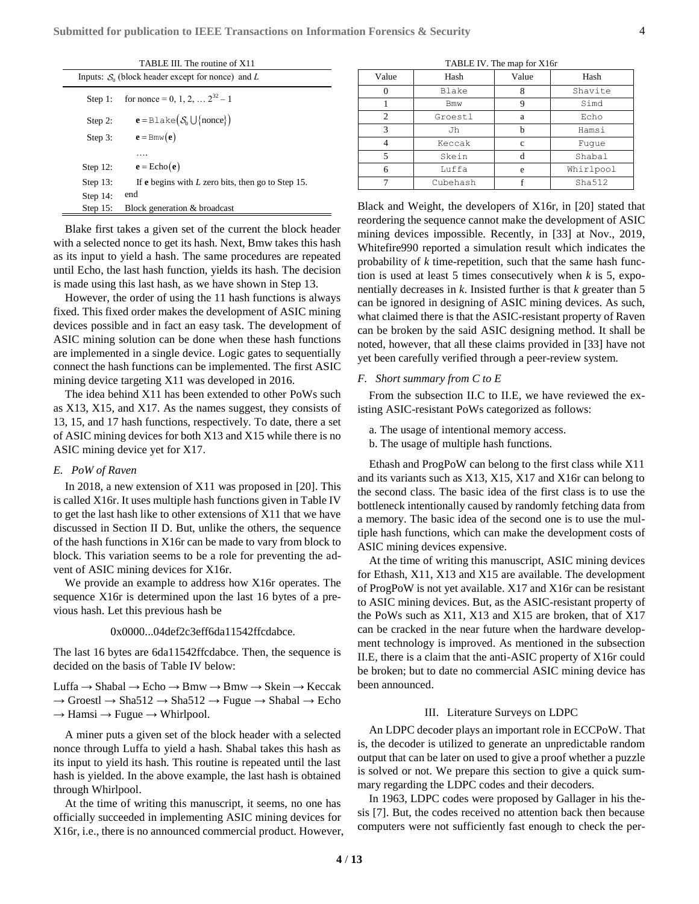TABLE III. The routine of X11

| Inputs: $\mathcal{S}_0$ (block header except for nonce) and $L$ | |
|---|---|
| Step 1: | for nonce = 0, 1, 2, … $2^{32} - 1$ |
| Step 2: | $\mathbf{e} = \texttt{Blake}\left(\mathcal{S}_0 \cup \{\text{nonce}\}\right)$ |
| Step 3: | $\mathbf{e} = \texttt{Bmw}\left(\mathbf{e}\right)$ |
| | …. |
| Step 12: | $\mathbf{e} = \text{Echo}\left(\mathbf{e}\right)$ |
| Step 13: | If $\mathbf{e}$ begins with $L$ zero bits, then go to Step 15. |
| Step 14: | end |
| Step 15: | Block generation & broadcast |

Blake first takes a given set of the current the block header with a selected nonce to get its hash. Next, Bmw takes this hash as its input to yield a hash. The same procedures are repeated until Echo, the last hash function, yields its hash. The decision is made using this last hash, as we have shown in Step 13.

However, the order of using the 11 hash functions is always fixed. This fixed order makes the development of ASIC mining devices possible and in fact an easy task. The development of ASIC mining solution can be done when these hash functions are implemented in a single device. Logic gates to sequentially connect the hash functions can be implemented. The first ASIC mining device targeting X11 was developed in 2016.

The idea behind X11 has been extended to other PoWs such as X13, X15, and X17. As the names suggest, they consists of 13, 15, and 17 hash functions, respectively. To date, there a set of ASIC mining devices for both X13 and X15 while there is no ASIC mining device yet for X17.

### *E. PoW of Raven*

In 2018, a new extension of X11 was proposed in [20]. This is called X16r. It uses multiple hash functions given in Table IV to get the last hash like to other extensions of X11 that we have discussed in Section II D. But, unlike the others, the sequence of the hash functions in X16r can be made to vary from block to block. This variation seems to be a role for preventing the advent of ASIC mining devices for X16r.

We provide an example to address how X16r operates. The sequence X16r is determined upon the last 16 bytes of a previous hash. Let this previous hash be

0x0000...04def2c3eff6da11542ffcdabce.

The last 16 bytes are 6da11542ffcdabce. Then, the sequence is decided on the basis of Table IV below:

Luffa → Shabal → Echo → Bmw → Bmw → Skein → Keccak → Groestl → Sha512 → Sha512 → Fugue → Shabal → Echo → Hamsi → Fugue → Whirlpool.

A miner puts a given set of the block header with a selected nonce through Luffa to yield a hash. Shabal takes this hash as its input to yield its hash. This routine is repeated until the last hash is yielded. In the above example, the last hash is obtained through Whirlpool.

At the time of writing this manuscript, it seems, no one has officially succeeded in implementing ASIC mining devices for X16r, i.e., there is no announced commercial product. However,

TABLE IV. The map for X16r

| Value | Hash | Value | Hash |
|---|---|---|---|
| 0 | Blake | 8 | Shavite |
| 1 | Bmw | 9 | Simd |
| 2 | Groestl | a | Echo |
| 3 | Jh | b | Hamsi |
| 4 | Keccak | c | Fugue |
| 5 | Skein | d | Shabal |
| 6 | Luffa | e | Whirlpool |
| 7 | Cubehash | f | Sha512 |

Black and Weight, the developers of X16r, in [20] stated that reordering the sequence cannot make the development of ASIC mining devices impossible. Recently, in [33] at Nov., 2019, Whitefire990 reported a simulation result which indicates the probability of $k$ time-repetition, such that the same hash function is used at least 5 times consecutively when $k$ is 5, exponentially decreases in $k$. Insisted further is that $k$ greater than 5 can be ignored in designing of ASIC mining devices. As such, what claimed there is that the ASIC-resistant property of Raven can be broken by the said ASIC designing method. It shall be noted, however, that all these claims provided in [33] have not yet been carefully verified through a peer-review system.

### *F. Short summary from C to E*

From the subsection II.C to II.E, we have reviewed the existing ASIC-resistant PoWs categorized as follows:

a. The usage of intentional memory access.
b. The usage of multiple hash functions.

Ethash and ProgPoW can belong to the first class while X11 and its variants such as X13, X15, X17 and X16r can belong to the second class. The basic idea of the first class is to use the bottleneck intentionally caused by randomly fetching data from a memory. The basic idea of the second one is to use the multiple hash functions, which can make the development costs of ASIC mining devices expensive.

At the time of writing this manuscript, ASIC mining devices for Ethash, X11, X13 and X15 are available. The development of ProgPoW is not yet available. X17 and X16r can be resistant to ASIC mining devices. But, as the ASIC-resistant property of the PoWs such as X11, X13 and X15 are broken, that of X17 can be cracked in the near future when the hardware development technology is improved. As mentioned in the subsection II.E, there is a claim that the anti-ASIC property of X16r could be broken; but to date no commercial ASIC mining device has been announced.

## III. Literature Surveys on LDPC

An LDPC decoder plays an important role in ECCPoW. That is, the decoder is utilized to generate an unpredictable random output that can be later on used to give a proof whether a puzzle is solved or not. We prepare this section to give a quick summary regarding the LDPC codes and their decoders.

In 1963, LDPC codes were proposed by Gallager in his thesis [7]. But, the codes received no attention back then because computers were not sufficiently fast enough to check the per-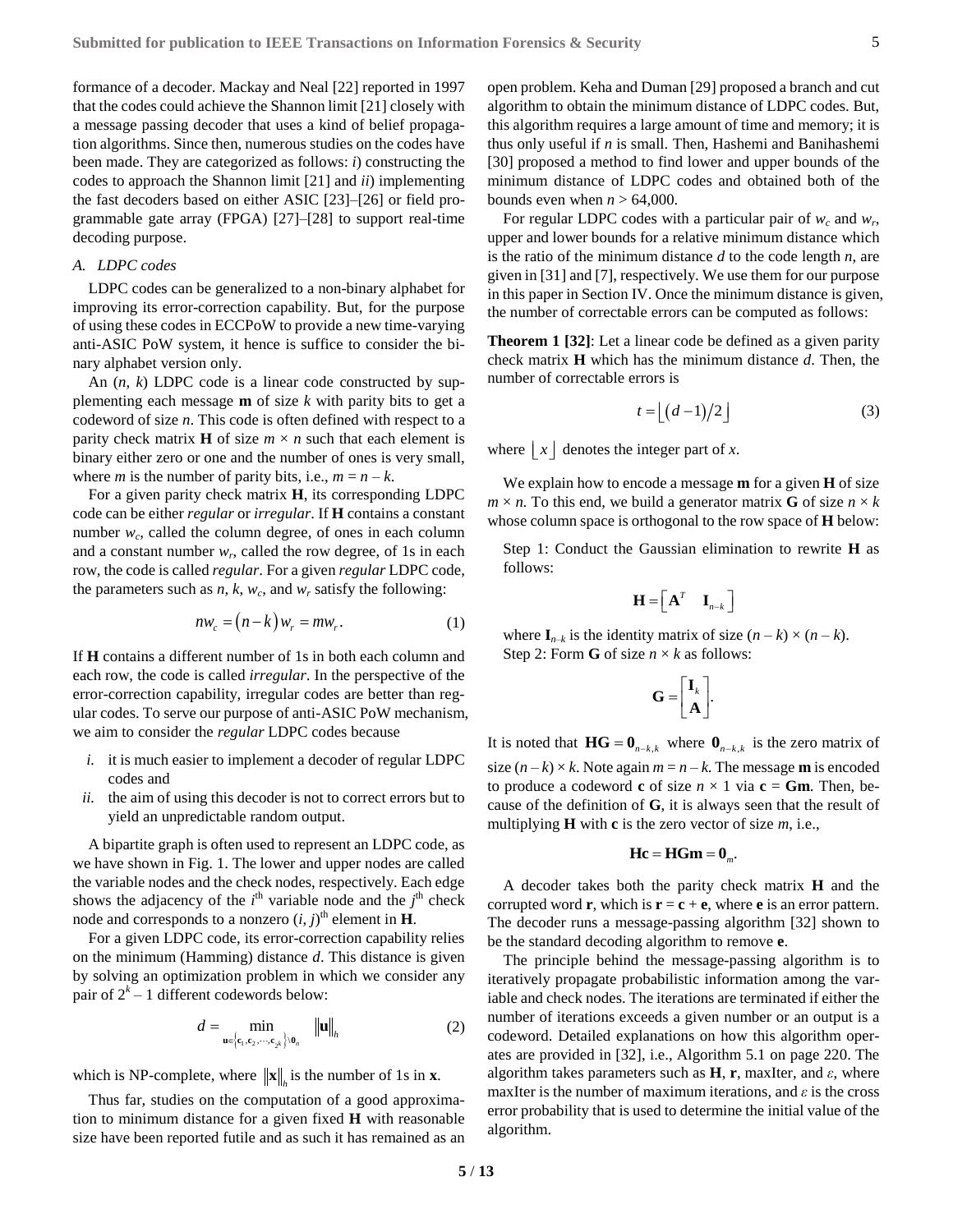formance of a decoder. Mackay and Neal [22] reported in 1997 that the codes could achieve the Shannon limit [21] closely with a message passing decoder that uses a kind of belief propagation algorithms. Since then, numerous studies on the codes have been made. They are categorized as follows: *i*) constructing the codes to approach the Shannon limit [21] and *ii*) implementing the fast decoders based on either ASIC [23]–[26] or field programmable gate array (FPGA) [27]–[28] to support real-time decoding purpose.

### *A. LDPC codes*

LDPC codes can be generalized to a non-binary alphabet for improving its error-correction capability. But, for the purpose of using these codes in ECCPoW to provide a new time-varying anti-ASIC PoW system, it hence is suffice to consider the binary alphabet version only.

An $(n, k)$ LDPC code is a linear code constructed by supplementing each message $\mathbf{m}$ of size $k$ with parity bits to get a codeword of size $n$. This code is often defined with respect to a parity check matrix $\mathbf{H}$ of size $m \times n$ such that each element is binary either zero or one and the number of ones is very small, where $m$ is the number of parity bits, i.e., $m = n - k$.

For a given parity check matrix $\mathbf{H}$, its corresponding LDPC code can be either *regular* or *irregular*. If $\mathbf{H}$ contains a constant number $w_c$, called the column degree, of ones in each column and a constant number $w_r$, called the row degree, of 1s in each row, the code is called *regular*. For a given *regular* LDPC code, the parameters such as $n$, $k$, $w_c$, and $w_r$ satisfy the following:

$$nw_c = (n-k)w_r = mw_r. \tag{1}$$

If $\mathbf{H}$ contains a different number of 1s in both each column and each row, the code is called *irregular*. In the perspective of the error-correction capability, irregular codes are better than regular codes. To serve our purpose of anti-ASIC PoW mechanism, we aim to consider the *regular* LDPC codes because

*i.* it is much easier to implement a decoder of regular LDPC codes and

*ii.* the aim of using this decoder is not to correct errors but to yield an unpredictable random output.

A bipartite graph is often used to represent an LDPC code, as we have shown in Fig. 1. The lower and upper nodes are called the variable nodes and the check nodes, respectively. Each edge shows the adjacency of the $i^{\text{th}}$ variable node and the $j^{\text{th}}$ check node and corresponds to a nonzero $(i, j)^{\text{th}}$ element in $\mathbf{H}$.

For a given LDPC code, its error-correction capability relies on the minimum (Hamming) distance $d$. This distance is given by solving an optimization problem in which we consider any pair of $2^k - 1$ different codewords below:

$$d = \min_{\mathbf{u} \in \{\mathbf{c}_1, \mathbf{c}_2, \cdots, \mathbf{c}_{2^k}\} \setminus \mathbf{0}_n} \|\mathbf{u}\|_h \tag{2}$$

which is NP-complete, where $\|\mathbf{x}\|_h$ is the number of 1s in $\mathbf{x}$.

Thus far, studies on the computation of a good approximation to minimum distance for a given fixed $\mathbf{H}$ with reasonable size have been reported futile and as such it has remained as an open problem. Keha and Duman [29] proposed a branch and cut algorithm to obtain the minimum distance of LDPC codes. But, this algorithm requires a large amount of time and memory; it is thus only useful if $n$ is small. Then, Hashemi and Banihashemi [30] proposed a method to find lower and upper bounds of the minimum distance of LDPC codes and obtained both of the bounds even when $n > 64{,}000$.

For regular LDPC codes with a particular pair of $w_c$ and $w_r$, upper and lower bounds for a relative minimum distance which is the ratio of the minimum distance $d$ to the code length $n$, are given in [31] and [7], respectively. We use them for our purpose in this paper in Section IV. Once the minimum distance is given, the number of correctable errors can be computed as follows:

**Theorem 1 [32]**: Let a linear code be defined as a given parity check matrix $\mathbf{H}$ which has the minimum distance $d$. Then, the number of correctable errors is

$$t = \lfloor (d-1)/2 \rfloor \tag{3}$$

where $\lfloor x \rfloor$ denotes the integer part of $x$.

We explain how to encode a message $\mathbf{m}$ for a given $\mathbf{H}$ of size $m \times n$. To this end, we build a generator matrix $\mathbf{G}$ of size $n \times k$ whose column space is orthogonal to the row space of $\mathbf{H}$ below:

Step 1: Conduct the Gaussian elimination to rewrite $\mathbf{H}$ as follows:

$$\mathbf{H} = \begin{bmatrix} \mathbf{A}^T & \mathbf{I}_{n-k} \end{bmatrix}$$

where $\mathbf{I}_{n-k}$ is the identity matrix of size $(n-k) \times (n-k)$.

Step 2: Form $\mathbf{G}$ of size $n \times k$ as follows:

$$\mathbf{G} = \begin{bmatrix} \mathbf{I}_k \\ \mathbf{A} \end{bmatrix}.$$

It is noted that $\mathbf{HG} = \mathbf{0}_{n-k,k}$ where $\mathbf{0}_{n-k,k}$ is the zero matrix of size $(n-k) \times k$. Note again $m = n - k$. The message $\mathbf{m}$ is encoded to produce a codeword $\mathbf{c}$ of size $n \times 1$ via $\mathbf{c} = \mathbf{Gm}$. Then, because of the definition of $\mathbf{G}$, it is always seen that the result of multiplying $\mathbf{H}$ with $\mathbf{c}$ is the zero vector of size $m$, i.e.,

$$\mathbf{Hc} = \mathbf{HGm} = \mathbf{0}_m.$$

A decoder takes both the parity check matrix $\mathbf{H}$ and the corrupted word $\mathbf{r}$, which is $\mathbf{r} = \mathbf{c} + \mathbf{e}$, where $\mathbf{e}$ is an error pattern. The decoder runs a message-passing algorithm [32] shown to be the standard decoding algorithm to remove $\mathbf{e}$.

The principle behind the message-passing algorithm is to iteratively propagate probabilistic information among the variable and check nodes. The iterations are terminated if either the number of iterations exceeds a given number or an output is a codeword. Detailed explanations on how this algorithm operates are provided in [32], i.e., Algorithm 5.1 on page 220. The algorithm takes parameters such as $\mathbf{H}$, $\mathbf{r}$, maxIter, and $\varepsilon$, where maxIter is the number of maximum iterations, and $\varepsilon$ is the cross error probability that is used to determine the initial value of the algorithm.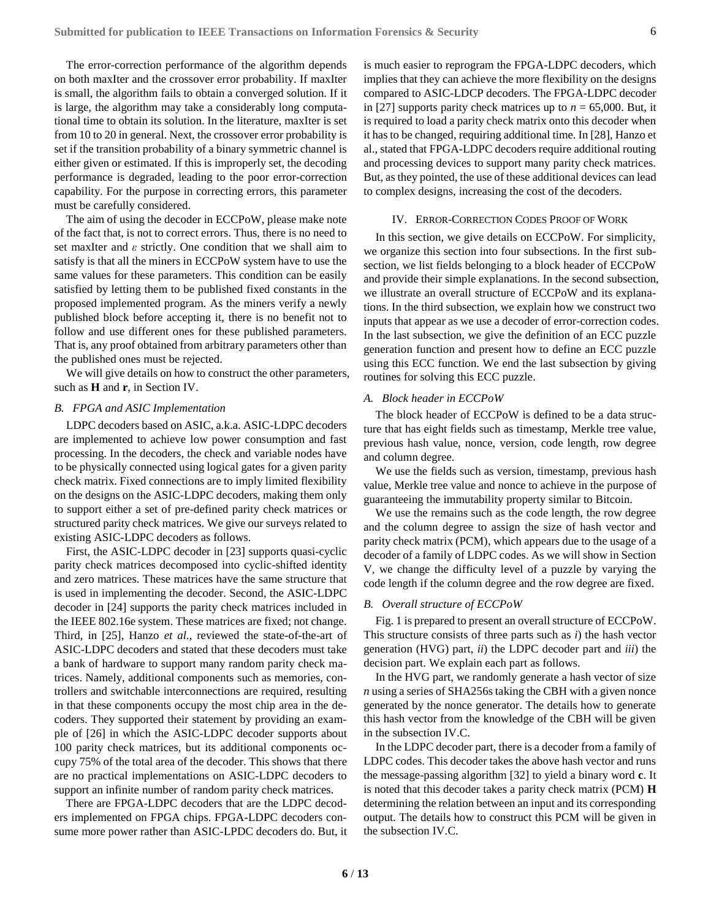The error-correction performance of the algorithm depends on both maxIter and the crossover error probability. If maxIter is small, the algorithm fails to obtain a converged solution. If it is large, the algorithm may take a considerably long computational time to obtain its solution. In the literature, maxIter is set from 10 to 20 in general. Next, the crossover error probability is set if the transition probability of a binary symmetric channel is either given or estimated. If this is improperly set, the decoding performance is degraded, leading to the poor error-correction capability. For the purpose in correcting errors, this parameter must be carefully considered.

The aim of using the decoder in ECCPoW, please make note of the fact that, is not to correct errors. Thus, there is no need to set maxIter and $\varepsilon$ strictly. One condition that we shall aim to satisfy is that all the miners in ECCPoW system have to use the same values for these parameters. This condition can be easily satisfied by letting them to be published fixed constants in the proposed implemented program. As the miners verify a newly published block before accepting it, there is no benefit not to follow and use different ones for these published parameters. That is, any proof obtained from arbitrary parameters other than the published ones must be rejected.

We will give details on how to construct the other parameters, such as $\mathbf{H}$ and $\mathbf{r}$, in Section IV.

### *B. FPGA and ASIC Implementation*

LDPC decoders based on ASIC, a.k.a. ASIC-LDPC decoders are implemented to achieve low power consumption and fast processing. In the decoders, the check and variable nodes have to be physically connected using logical gates for a given parity check matrix. Fixed connections are to imply limited flexibility on the designs on the ASIC-LDPC decoders, making them only to support either a set of pre-defined parity check matrices or structured parity check matrices. We give our surveys related to existing ASIC-LDPC decoders as follows.

First, the ASIC-LDPC decoder in [23] supports quasi-cyclic parity check matrices decomposed into cyclic-shifted identity and zero matrices. These matrices have the same structure that is used in implementing the decoder. Second, the ASIC-LDPC decoder in [24] supports the parity check matrices included in the IEEE 802.16e system. These matrices are fixed; not change. Third, in [25], Hanzo *et al.*, reviewed the state-of-the-art of ASIC-LDPC decoders and stated that these decoders must take a bank of hardware to support many random parity check matrices. Namely, additional components such as memories, controllers and switchable interconnections are required, resulting in that these components occupy the most chip area in the decoders. They supported their statement by providing an example of [26] in which the ASIC-LDPC decoder supports about 100 parity check matrices, but its additional components occupy 75% of the total area of the decoder. This shows that there are no practical implementations on ASIC-LDPC decoders to support an infinite number of random parity check matrices.

There are FPGA-LDPC decoders that are the LDPC decoders implemented on FPGA chips. FPGA-LDPC decoders consume more power rather than ASIC-LPDC decoders do. But, it is much easier to reprogram the FPGA-LDPC decoders, which implies that they can achieve the more flexibility on the designs compared to ASIC-LDCP decoders. The FPGA-LDPC decoder in [27] supports parity check matrices up to $n$ = 65,000. But, it is required to load a parity check matrix onto this decoder when it has to be changed, requiring additional time. In [28], Hanzo et al., stated that FPGA-LDPC decoders require additional routing and processing devices to support many parity check matrices. But, as they pointed, the use of these additional devices can lead to complex designs, increasing the cost of the decoders.

## IV. Error-Correction Codes Proof of Work

In this section, we give details on ECCPoW. For simplicity, we organize this section into four subsections. In the first subsection, we list fields belonging to a block header of ECCPoW and provide their simple explanations. In the second subsection, we illustrate an overall structure of ECCPoW and its explanations. In the third subsection, we explain how we construct two inputs that appear as we use a decoder of error-correction codes. In the last subsection, we give the definition of an ECC puzzle generation function and present how to define an ECC puzzle using this ECC function. We end the last subsection by giving routines for solving this ECC puzzle.

### *A. Block header in ECCPoW*

The block header of ECCPoW is defined to be a data structure that has eight fields such as timestamp, Merkle tree value, previous hash value, nonce, version, code length, row degree and column degree.

We use the fields such as version, timestamp, previous hash value, Merkle tree value and nonce to achieve in the purpose of guaranteeing the immutability property similar to Bitcoin.

We use the remains such as the code length, the row degree and the column degree to assign the size of hash vector and parity check matrix (PCM), which appears due to the usage of a decoder of a family of LDPC codes. As we will show in Section V, we change the difficulty level of a puzzle by varying the code length if the column degree and the row degree are fixed.

### *B. Overall structure of ECCPoW*

Fig. 1 is prepared to present an overall structure of ECCPoW. This structure consists of three parts such as *i*) the hash vector generation (HVG) part, *ii*) the LDPC decoder part and *iii*) the decision part. We explain each part as follows.

In the HVG part, we randomly generate a hash vector of size $n$ using a series of SHA256s taking the CBH with a given nonce generated by the nonce generator. The details how to generate this hash vector from the knowledge of the CBH will be given in the subsection IV.C.

In the LDPC decoder part, there is a decoder from a family of LDPC codes. This decoder takes the above hash vector and runs the message-passing algorithm [32] to yield a binary word $\mathbf{c}$. It is noted that this decoder takes a parity check matrix (PCM) $\mathbf{H}$ determining the relation between an input and its corresponding output. The details how to construct this PCM will be given in the subsection IV.C.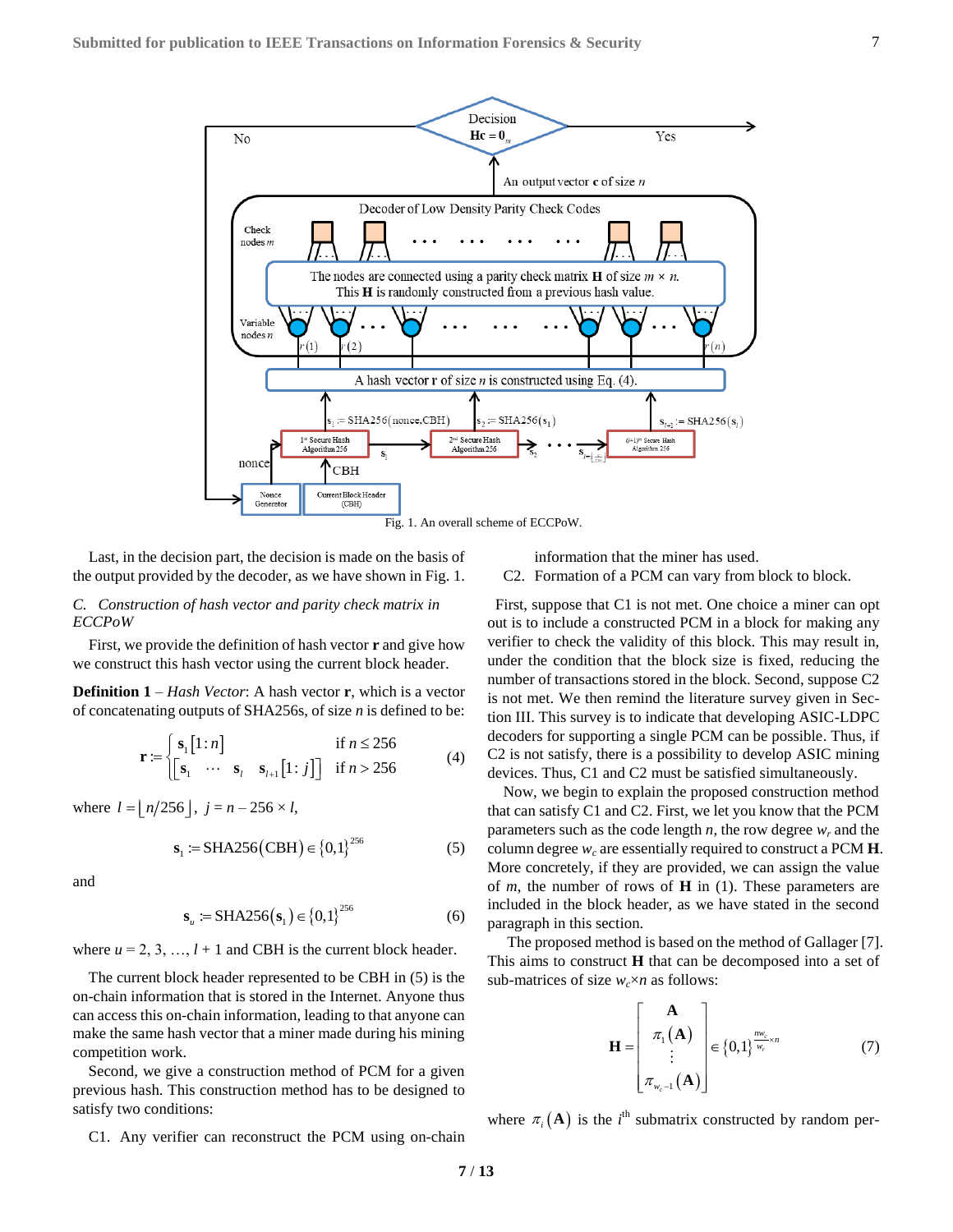Fig. 1. An overall scheme of ECCPoW.

Last, in the decision part, the decision is made on the basis of the output provided by the decoder, as we have shown in Fig. 1.

### C. Construction of hash vector and parity check matrix in ECCPoW

First, we provide the definition of hash vector $\mathbf{r}$ and give how we construct this hash vector using the current block header.

**Definition 1** – *Hash Vector*: A hash vector $\mathbf{r}$, which is a vector of concatenating outputs of SHA256s, of size $n$ is defined to be:

$$\mathbf{r} := \begin{cases} \mathbf{s}_1[1:n] & \text{if } n \le 256 \\ \left[\mathbf{s}_1 \quad \cdots \quad \mathbf{s}_l \quad \mathbf{s}_{l+1}[1:j]\right] & \text{if } n > 256 \end{cases} \tag{4}$$

where $l = \lfloor n/256 \rfloor$, $j = n - 256 \times l$,

$$\mathbf{s}_1 := \text{SHA256}(\text{CBH}) \in \{0,1\}^{256} \tag{5}$$

and

$$\mathbf{s}_u := \text{SHA256}(\mathbf{s}_1) \in \{0,1\}^{256} \tag{6}$$

where $u = 2, 3, \ldots, l + 1$ and CBH is the current block header.

The current block header represented to be CBH in (5) is the on-chain information that is stored in the Internet. Anyone thus can access this on-chain information, leading to that anyone can make the same hash vector that a miner made during his mining competition work.

Second, we give a construction method of PCM for a given previous hash. This construction method has to be designed to satisfy two conditions:

C1. Any verifier can reconstruct the PCM using on-chain information that the miner has used.

C2. Formation of a PCM can vary from block to block.

First, suppose that C1 is not met. One choice a miner can opt out is to include a constructed PCM in a block for making any verifier to check the validity of this block. This may result in, under the condition that the block size is fixed, reducing the number of transactions stored in the block. Second, suppose C2 is not met. We then remind the literature survey given in Section III. This survey is to indicate that developing ASIC-LDPC decoders for supporting a single PCM can be possible. Thus, if C2 is not satisfy, there is a possibility to develop ASIC mining devices. Thus, C1 and C2 must be satisfied simultaneously.

Now, we begin to explain the proposed construction method that can satisfy C1 and C2. First, we let you know that the PCM parameters such as the code length $n$, the row degree $w_r$ and the column degree $w_c$ are essentially required to construct a PCM $\mathbf{H}$. More concretely, if they are provided, we can assign the value of $m$, the number of rows of $\mathbf{H}$ in (1). These parameters are included in the block header, as we have stated in the second paragraph in this section.

The proposed method is based on the method of Gallager [7]. This aims to construct $\mathbf{H}$ that can be decomposed into a set of sub-matrices of size $w_c \times n$ as follows:

$$\mathbf{H} = \begin{bmatrix} \mathbf{A} \\ \pi_1(\mathbf{A}) \\ \vdots \\ \pi_{w_c-1}(\mathbf{A}) \end{bmatrix} \in \{0,1\}^{\frac{nw_c}{w_r} \times n} \tag{7}$$

where $\pi_i(\mathbf{A})$ is the $i^{\text{th}}$ submatrix constructed by random per-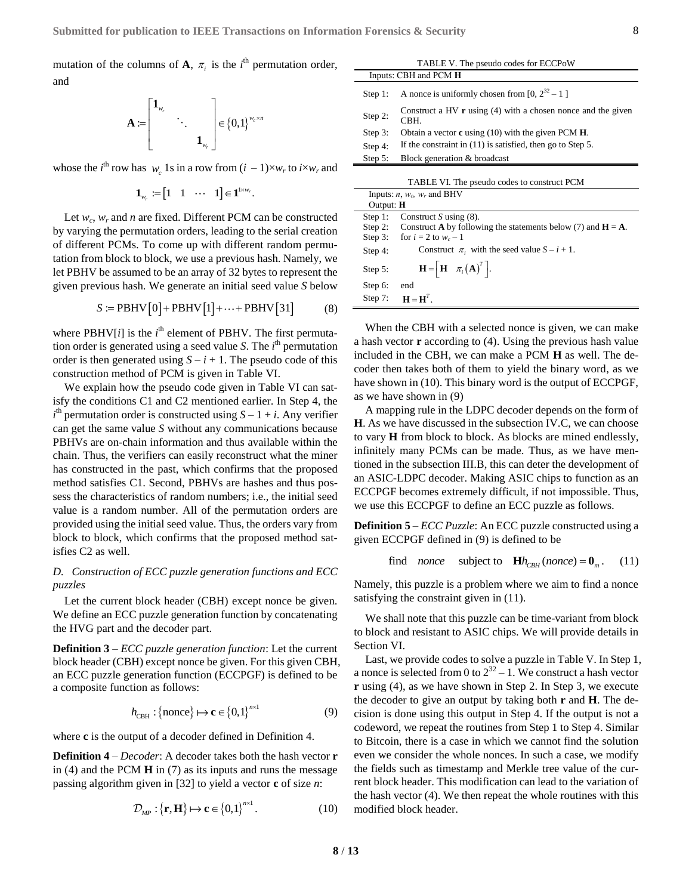mutation of the columns of $\mathbf{A}$, $\pi_i$ is the $i^{\text{th}}$ permutation order, and

$$\mathbf{A} := \begin{bmatrix} \mathbf{1}_{w_r} & & \\ & \ddots & \\ & & \mathbf{1}_{w_r} \end{bmatrix} \in \{0,1\}^{w_c \times n}$$

whose the $i^{\text{th}}$ row has $w_c$ 1s in a row from $(i-1)\times w_r$ to $i\times w_r$ and

$$\mathbf{1}_{w_r} := \begin{bmatrix} 1 & 1 & \cdots & 1 \end{bmatrix} \in \mathbf{1}^{1\times w_r}.$$

Let $w_c$, $w_r$ and $n$ are fixed. Different PCM can be constructed by varying the permutation orders, leading to the serial creation of different PCMs. To come up with different random permutation from block to block, we use a previous hash. Namely, we let PBHV be assumed to be an array of 32 bytes to represent the given previous hash. We generate an initial seed value $S$ below

$$S := \text{PBHV}[0] + \text{PBHV}[1] + \cdots + \text{PBHV}[31] \tag{8}$$

where PBHV[$i$] is the $i^{\text{th}}$ element of PBHV. The first permutation order is generated using a seed value $S$. The $i^{\text{th}}$ permutation order is then generated using $S - i + 1$. The pseudo code of this construction method of PCM is given in Table VI.

We explain how the pseudo code given in Table VI can satisfy the conditions C1 and C2 mentioned earlier. In Step 4, the $i^{\text{th}}$ permutation order is constructed using $S - 1 + i$. Any verifier can get the same value $S$ without any communications because PBHVs are on-chain information and thus available within the chain. Thus, the verifiers can easily reconstruct what the miner has constructed in the past, which confirms that the proposed method satisfies C1. Second, PBHVs are hashes and thus possess the characteristics of random numbers; i.e., the initial seed value is a random number. All of the permutation orders are provided using the initial seed value. Thus, the orders vary from block to block, which confirms that the proposed method satisfies C2 as well.

### D. Construction of ECC puzzle generation functions and ECC puzzles

Let the current block header (CBH) except nonce be given. We define an ECC puzzle generation function by concatenating the HVG part and the decoder part.

**Definition 3** – *ECC puzzle generation function*: Let the current block header (CBH) except nonce be given. For this given CBH, an ECC puzzle generation function (ECCPGF) is defined to be a composite function as follows:

$$h_{\text{CBH}} : \{\text{nonce}\} \mapsto \mathbf{c} \in \{0,1\}^{n\times 1} \tag{9}$$

where $\mathbf{c}$ is the output of a decoder defined in Definition 4.

**Definition 4** – *Decoder*: A decoder takes both the hash vector $\mathbf{r}$ in (4) and the PCM $\mathbf{H}$ in (7) as its inputs and runs the message passing algorithm given in [32] to yield a vector $\mathbf{c}$ of size $n$:

$$\mathcal{D}_{MP} : \{\mathbf{r}, \mathbf{H}\} \mapsto \mathbf{c} \in \{0,1\}^{n\times 1}. \tag{10}$$

TABLE V. The pseudo codes for ECCPoW

| Inputs: CBH and PCM $\mathbf{H}$ | |
|---|---|
| Step 1: | A nonce is uniformly chosen from $[0, 2^{32}-1]$ |
| Step 2: | Construct a HV $\mathbf{r}$ using (4) with a chosen nonce and the given CBH. |
| Step 3: | Obtain a vector $\mathbf{c}$ using (10) with the given PCM $\mathbf{H}$. |
| Step 4: | If the constraint in (11) is satisfied, then go to Step 5. |
| Step 5: | Block generation & broadcast |

TABLE VI. The pseudo codes to construct PCM

| Inputs: $n$, $w_c$, $w_r$ and BHV<br>Output: $\mathbf{H}$ | |
|---|---|
| Step 1: | Construct $S$ using (8). |
| Step 2: | Construct $\mathbf{A}$ by following the statements below (7) and $\mathbf{H} = \mathbf{A}$. |
| Step 3: | for $i = 2$ to $w_c - 1$ |
| Step 4: | Construct $\pi_i$ with the seed value $S - i + 1$. |
| Step 5: | $\mathbf{H} = \begin{bmatrix} \mathbf{H} & \pi_i(\mathbf{A})^T \end{bmatrix}$. |
| Step 6: | end |
| Step 7: | $\mathbf{H} = \mathbf{H}^T$. |

When the CBH with a selected nonce is given, we can make a hash vector $\mathbf{r}$ according to (4). Using the previous hash value included in the CBH, we can make a PCM $\mathbf{H}$ as well. The decoder then takes both of them to yield the binary word, as we have shown in (10). This binary word is the output of ECCPGF, as we have shown in (9)

A mapping rule in the LDPC decoder depends on the form of $\mathbf{H}$. As we have discussed in the subsection IV.C, we can choose to vary $\mathbf{H}$ from block to block. As blocks are mined endlessly, infinitely many PCMs can be made. Thus, as we have mentioned in the subsection III.B, this can deter the development of an ASIC-LDPC decoder. Making ASIC chips to function as an ECCPGF becomes extremely difficult, if not impossible. Thus, we use this ECCPGF to define an ECC puzzle as follows.

**Definition 5** – *ECC Puzzle*: An ECC puzzle constructed using a given ECCPGF defined in (9) is defined to be

$$\text{find} \quad nonce \quad \text{subject to} \quad \mathbf{H}h_{CBH}(nonce) = \mathbf{0}_m. \tag{11}$$

Namely, this puzzle is a problem where we aim to find a nonce satisfying the constraint given in (11).

We shall note that this puzzle can be time-variant from block to block and resistant to ASIC chips. We will provide details in Section VI.

Last, we provide codes to solve a puzzle in Table V. In Step 1, a nonce is selected from 0 to $2^{32} - 1$. We construct a hash vector $\mathbf{r}$ using (4), as we have shown in Step 2. In Step 3, we execute the decoder to give an output by taking both $\mathbf{r}$ and $\mathbf{H}$. The decision is done using this output in Step 4. If the output is not a codeword, we repeat the routines from Step 1 to Step 4. Similar to Bitcoin, there is a case in which we cannot find the solution even we consider the whole nonces. In such a case, we modify the fields such as timestamp and Merkle tree value of the current block header. This modification can lead to the variation of the hash vector (4). We then repeat the whole routines with this modified block header.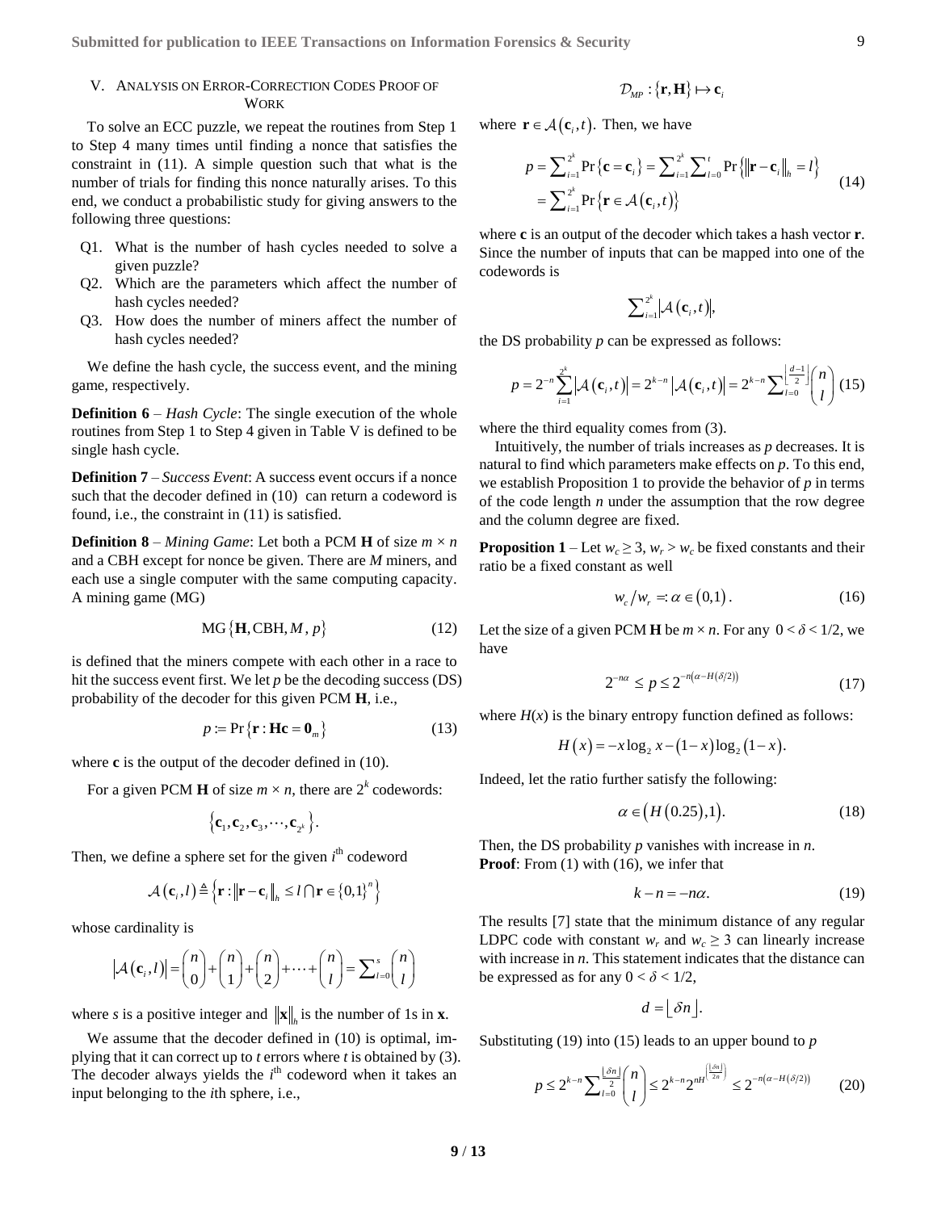## V. Analysis on Error-Correction Codes Proof of Work

To solve an ECC puzzle, we repeat the routines from Step 1 to Step 4 many times until finding a nonce that satisfies the constraint in (11). A simple question such that what is the number of trials for finding this nonce naturally arises. To this end, we conduct a probabilistic study for giving answers to the following three questions:

- Q1. What is the number of hash cycles needed to solve a given puzzle?
- Q2. Which are the parameters which affect the number of hash cycles needed?
- Q3. How does the number of miners affect the number of hash cycles needed?

We define the hash cycle, the success event, and the mining game, respectively.

**Definition 6** – *Hash Cycle*: The single execution of the whole routines from Step 1 to Step 4 given in Table V is defined to be single hash cycle.

**Definition 7** – *Success Event*: A success event occurs if a nonce such that the decoder defined in (10) can return a codeword is found, i.e., the constraint in (11) is satisfied.

**Definition 8** – *Mining Game*: Let both a PCM $\mathbf{H}$ of size $m \times n$ and a CBH except for nonce be given. There are $M$ miners, and each use a single computer with the same computing capacity. A mining game (MG)

$$\mathrm{MG}\{\mathbf{H}, \mathrm{CBH}, M, p\} \tag{12}$$

is defined that the miners compete with each other in a race to hit the success event first. We let $p$ be the decoding success (DS) probability of the decoder for this given PCM $\mathbf{H}$, i.e.,

$$p := \Pr\{\mathbf{r} : \mathbf{Hc} = \mathbf{0}_m\} \tag{13}$$

where $\mathbf{c}$ is the output of the decoder defined in (10).

For a given PCM $\mathbf{H}$ of size $m \times n$, there are $2^k$ codewords:

$$\{\mathbf{c}_1, \mathbf{c}_2, \mathbf{c}_3, \cdots, \mathbf{c}_{2^k}\}.$$

Then, we define a sphere set for the given $i^{\text{th}}$ codeword

$$\mathcal{A}(\mathbf{c}_i, l) \triangleq \left\{\mathbf{r} : \|\mathbf{r} - \mathbf{c}_i\|_h \le l \cap \mathbf{r} \in \{0,1\}^n\right\}$$

whose cardinality is

$$|\mathcal{A}(\mathbf{c}_i, l)| = \binom{n}{0} + \binom{n}{1} + \binom{n}{2} + \cdots + \binom{n}{l} = \sum_{l=0}^{s} \binom{n}{l}$$

where $s$ is a positive integer and $\|\mathbf{x}\|_h$ is the number of 1s in $\mathbf{x}$.

We assume that the decoder defined in (10) is optimal, implying that it can correct up to $t$ errors where $t$ is obtained by (3). The decoder always yields the $i^{\text{th}}$ codeword when it takes an input belonging to the $i$th sphere, i.e.,

$$\mathcal{D}_{MP} : \{\mathbf{r}, \mathbf{H}\} \mapsto \mathbf{c}_i$$

where $\mathbf{r} \in \mathcal{A}(\mathbf{c}_i, t)$. Then, we have

$$\begin{aligned} p &= \sum_{i=1}^{2^k} \Pr\{\mathbf{c} = \mathbf{c}_i\} = \sum_{i=1}^{2^k} \sum_{l=0}^{t} \Pr\left\{\|\mathbf{r} - \mathbf{c}_i\|_h = l\right\} \\ &= \sum_{i=1}^{2^k} \Pr\{\mathbf{r} \in \mathcal{A}(\mathbf{c}_i, t)\} \end{aligned} \tag{14}$$

where $\mathbf{c}$ is an output of the decoder which takes a hash vector $\mathbf{r}$. Since the number of inputs that can be mapped into one of the codewords is

$$\sum_{i=1}^{2^k} |\mathcal{A}(\mathbf{c}_i, t)|,$$

the DS probability $p$ can be expressed as follows:

$$p = 2^{-n} \sum_{i=1}^{2^k} |\mathcal{A}(\mathbf{c}_i, t)| = 2^{k-n} |\mathcal{A}(\mathbf{c}_i, t)| = 2^{k-n} \sum_{l=0}^{\left\lfloor \frac{d-1}{2} \right\rfloor} \binom{n}{l} \tag{15}$$

where the third equality comes from (3).

Intuitively, the number of trials increases as $p$ decreases. It is natural to find which parameters make effects on $p$. To this end, we establish Proposition 1 to provide the behavior of $p$ in terms of the code length $n$ under the assumption that the row degree and the column degree are fixed.

**Proposition 1** – Let $w_c \ge 3$, $w_r > w_c$ be fixed constants and their ratio be a fixed constant as well

$$w_c / w_r =: \alpha \in (0,1). \tag{16}$$

Let the size of a given PCM $\mathbf{H}$ be $m \times n$. For any $0 < \delta < 1/2$, we have

$$2^{-n\alpha} \le p \le 2^{-n(\alpha - H(\delta/2))} \tag{17}$$

where $H(x)$ is the binary entropy function defined as follows:

$$H(x) = -x\log_2 x - (1-x)\log_2(1-x).$$

Indeed, let the ratio further satisfy the following:

$$\alpha \in (H(0.25), 1). \tag{18}$$

Then, the DS probability $p$ vanishes with increase in $n$.

**Proof**: From (1) with (16), we infer that

$$k - n = -n\alpha. \tag{19}$$

The results [7] state that the minimum distance of any regular LDPC code with constant $w_r$ and $w_c \ge 3$ can linearly increase with increase in $n$. This statement indicates that the distance can be expressed as for any $0 < \delta < 1/2$,

$$d = \lfloor \delta n \rfloor.$$

Substituting (19) into (15) leads to an upper bound to $p$

$$p \le 2^{k-n} \sum_{l=0}^{\frac{\lfloor \delta n \rfloor}{2}} \binom{n}{l} \le 2^{k-n} 2^{nH\left(\frac{\lfloor \delta n \rfloor}{2n}\right)} \le 2^{-n(\alpha - H(\delta/2))} \tag{20}$$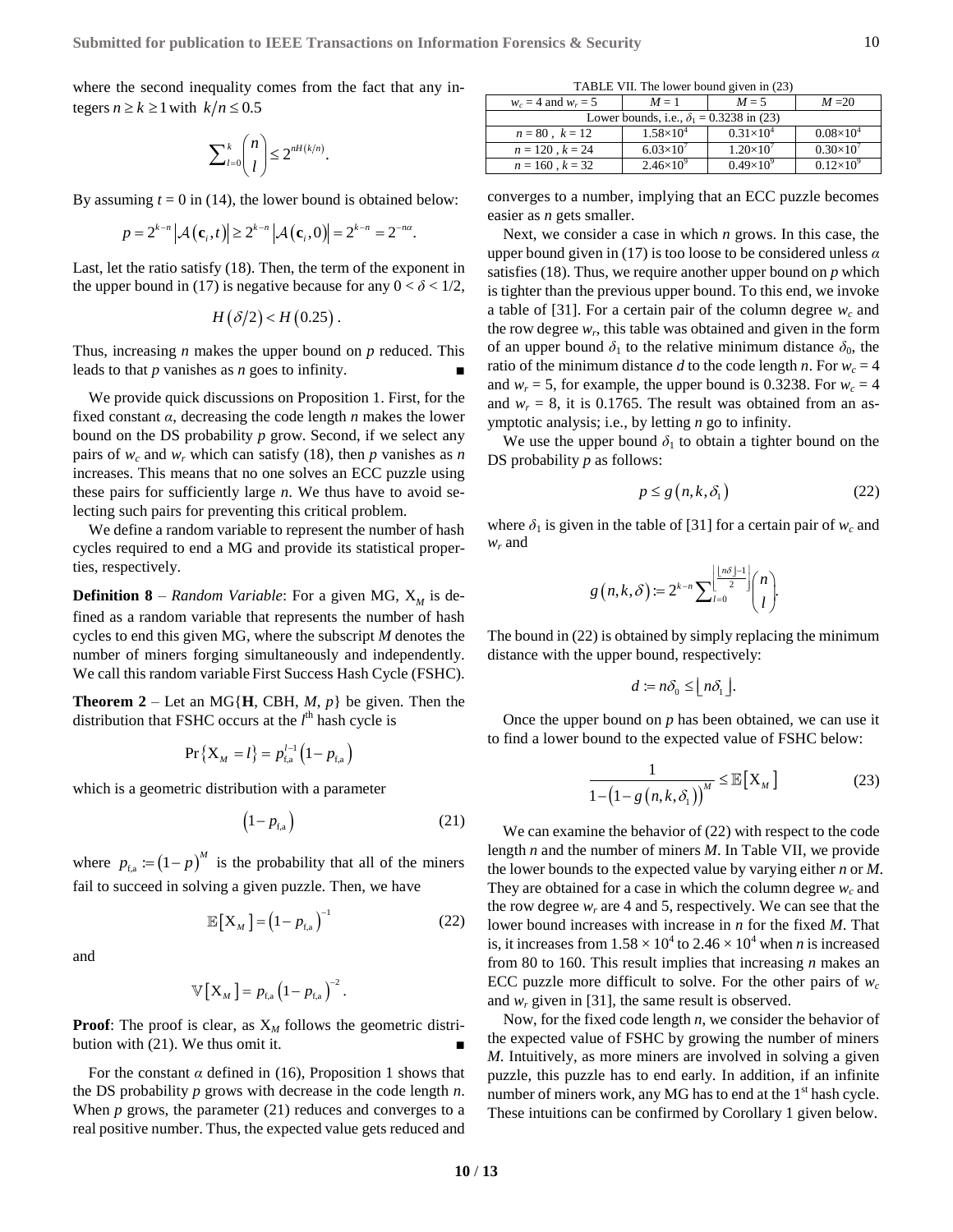where the second inequality comes from the fact that any integers $n \ge k \ge 1$ with $k/n \le 0.5$

$$\sum_{l=0}^{k} \binom{n}{l} \le 2^{nH(k/n)}.$$

By assuming $t = 0$ in (14), the lower bound is obtained below:

$$p = 2^{k-n} \left|\mathcal{A}(\mathbf{c}_i, t)\right| \ge 2^{k-n} \left|\mathcal{A}(\mathbf{c}_i, 0)\right| = 2^{k-n} = 2^{-n\alpha}.$$

Last, let the ratio satisfy (18). Then, the term of the exponent in the upper bound in (17) is negative because for any $0 < \delta < 1/2$,

$$H(\delta/2) < H(0.25).$$

Thus, increasing $n$ makes the upper bound on $p$ reduced. This leads to that $p$ vanishes as $n$ goes to infinity. ∎

We provide quick discussions on Proposition 1. First, for the fixed constant $\alpha$, decreasing the code length $n$ makes the lower bound on the DS probability $p$ grow. Second, if we select any pairs of $w_c$ and $w_r$ which can satisfy (18), then $p$ vanishes as $n$ increases. This means that no one solves an ECC puzzle using these pairs for sufficiently large $n$. We thus have to avoid selecting such pairs for preventing this critical problem.

We define a random variable to represent the number of hash cycles required to end a MG and provide its statistical properties, respectively.

**Definition 8** – *Random Variable*: For a given MG, $\mathrm{X}_M$ is defined as a random variable that represents the number of hash cycles to end this given MG, where the subscript $M$ denotes the number of miners forging simultaneously and independently. We call this random variable First Success Hash Cycle (FSHC).

**Theorem 2** – Let an MG{$\mathbf{H}$, CBH, $M$, $p$} be given. Then the distribution that FSHC occurs at the $l^{\text{th}}$ hash cycle is

$$\Pr\{\mathrm{X}_M = l\} = p_{\text{f,a}}^{l-1}\left(1 - p_{\text{f,a}}\right)$$

which is a geometric distribution with a parameter

$$\left(1 - p_{\text{f,a}}\right) \tag{21}$$

where $p_{\text{f,a}} := (1-p)^M$ is the probability that all of the miners fail to succeed in solving a given puzzle. Then, we have

$$\mathbb{E}\left[\mathrm{X}_M\right] = \left(1 - p_{\text{f,a}}\right)^{-1} \tag{22}$$

and

$$\mathbb{V}\left[\mathrm{X}_M\right] = p_{\text{f,a}}\left(1 - p_{\text{f,a}}\right)^{-2}.$$

**Proof**: The proof is clear, as $\mathrm{X}_M$ follows the geometric distribution with (21). We thus omit it. ∎

For the constant $\alpha$ defined in (16), Proposition 1 shows that the DS probability $p$ grows with decrease in the code length $n$. When $p$ grows, the parameter (21) reduces and converges to a real positive number. Thus, the expected value gets reduced and converges to a number, implying that an ECC puzzle becomes easier as $n$ gets smaller.

Next, we consider a case in which $n$ grows. In this case, the upper bound given in (17) is too loose to be considered unless $\alpha$ satisfies (18). Thus, we require another upper bound on $p$ which is tighter than the previous upper bound. To this end, we invoke a table of [31]. For a certain pair of the column degree $w_c$ and the row degree $w_r$, this table was obtained and given in the form of an upper bound $\delta_1$ to the relative minimum distance $\delta_0$, the ratio of the minimum distance $d$ to the code length $n$. For $w_c = 4$ and $w_r = 5$, for example, the upper bound is 0.3238. For $w_c = 4$ and $w_r = 8$, it is 0.1765. The result was obtained from an asymptotic analysis; i.e., by letting $n$ go to infinity.

We use the upper bound $\delta_1$ to obtain a tighter bound on the DS probability $p$ as follows:

$$p \le g(n, k, \delta_1) \tag{22}$$

where $\delta_1$ is given in the table of [31] for a certain pair of $w_c$ and $w_r$ and

$$g(n,k,\delta) := 2^{k-n} \sum_{l=0}^{\left\lfloor \frac{\lfloor n\delta \rfloor - 1}{2} \right\rfloor} \binom{n}{l}.$$

The bound in (22) is obtained by simply replacing the minimum distance with the upper bound, respectively:

$$d := n\delta_0 \le \lfloor n\delta_1 \rfloor.$$

Once the upper bound on $p$ has been obtained, we can use it to find a lower bound to the expected value of FSHC below:

$$\frac{1}{1 - \left(1 - g(n,k,\delta_1)\right)^M} \le \mathbb{E}\left[\mathrm{X}_M\right] \tag{23}$$

TABLE VII. The lower bound given in (23)

| $w_c = 4$ and $w_r = 5$ | $M = 1$ | $M = 5$ | $M = 20$ |
|---|---|---|---|
| Lower bounds, i.e., $\delta_1 = 0.3238$ in (23) | | | |
| $n = 80$, $k = 12$ | $1.58 \times 10^4$ | $0.31 \times 10^4$ | $0.08 \times 10^4$ |
| $n = 120$, $k = 24$ | $6.03 \times 10^7$ | $1.20 \times 10^7$ | $0.30 \times 10^7$ |
| $n = 160$, $k = 32$ | $2.46 \times 10^9$ | $0.49 \times 10^9$ | $0.12 \times 10^9$ |

We can examine the behavior of (22) with respect to the code length $n$ and the number of miners $M$. In Table VII, we provide the lower bounds to the expected value by varying either $n$ or $M$. They are obtained for a case in which the column degree $w_c$ and the row degree $w_r$ are 4 and 5, respectively. We can see that the lower bound increases with increase in $n$ for the fixed $M$. That is, it increases from $1.58 \times 10^4$ to $2.46 \times 10^4$ when $n$ is increased from 80 to 160. This result implies that increasing $n$ makes an ECC puzzle more difficult to solve. For the other pairs of $w_c$ and $w_r$ given in [31], the same result is observed.

Now, for the fixed code length $n$, we consider the behavior of the expected value of FSHC by growing the number of miners $M$. Intuitively, as more miners are involved in solving a given puzzle, this puzzle has to end early. In addition, if an infinite number of miners work, any MG has to end at the 1st hash cycle. These intuitions can be confirmed by Corollary 1 given below.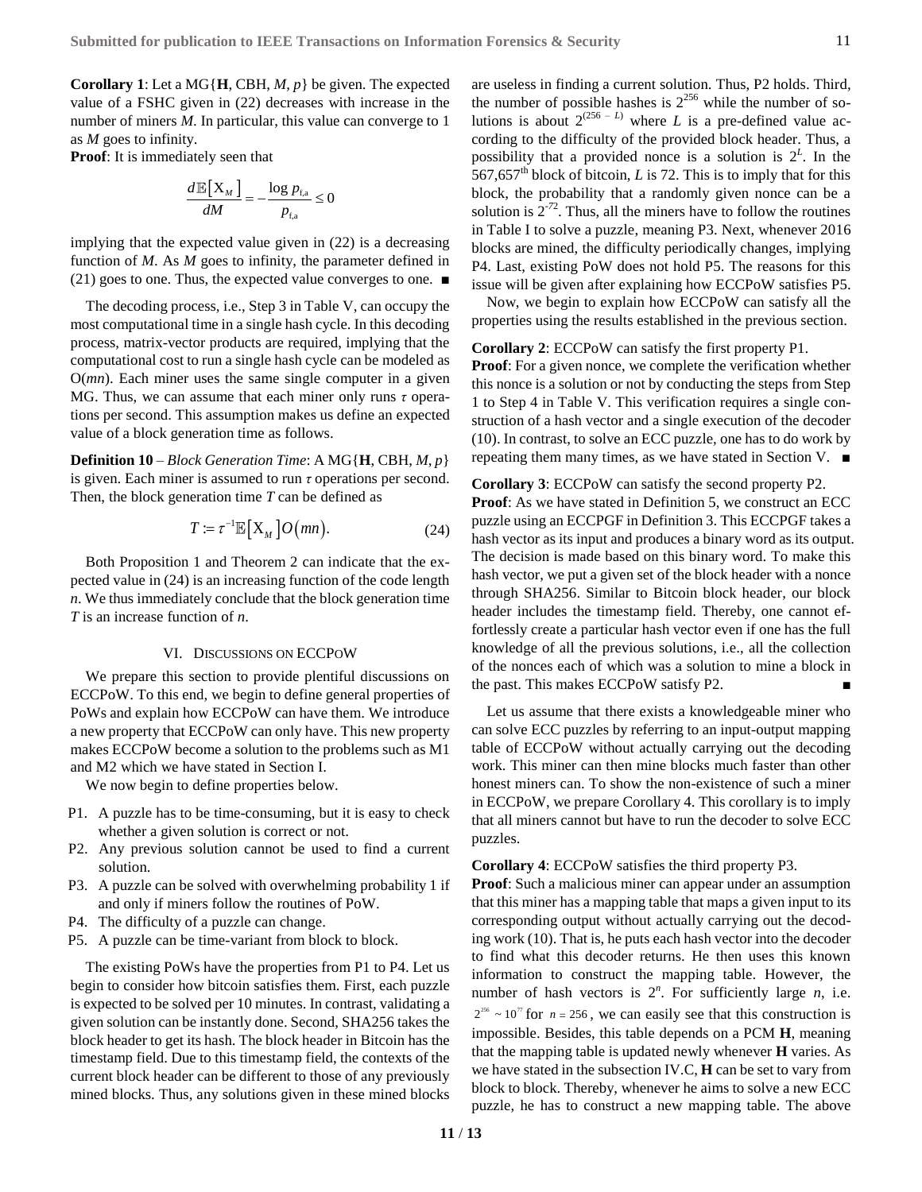**Corollary 1**: Let a MG{**H**, CBH, *M*, *p*} be given. The expected value of a FSHC given in (22) decreases with increase in the number of miners *M*. In particular, this value can converge to 1 as *M* goes to infinity.

**Proof**: It is immediately seen that

$$\frac{d\mathbb{E}[X_M]}{dM} = -\frac{\log p_{f,a}}{p_{f,a}} \leq 0$$

implying that the expected value given in (22) is a decreasing function of *M*. As *M* goes to infinity, the parameter defined in (21) goes to one. Thus, the expected value converges to one. ■

The decoding process, i.e., Step 3 in Table V, can occupy the most computational time in a single hash cycle. In this decoding process, matrix-vector products are required, implying that the computational cost to run a single hash cycle can be modeled as $O(mn)$. Each miner uses the same single computer in a given MG. Thus, we can assume that each miner only runs $\tau$ operations per second. This assumption makes us define an expected value of a block generation time as follows.

**Definition 10** – *Block Generation Time*: A MG{**H**, CBH, *M*, *p*} is given. Each miner is assumed to run $\tau$ operations per second. Then, the block generation time *T* can be defined as

$$T := \tau^{-1}\mathbb{E}[X_M]O(mn). \tag{24}$$

Both Proposition 1 and Theorem 2 can indicate that the expected value in (24) is an increasing function of the code length *n*. We thus immediately conclude that the block generation time *T* is an increase function of *n*.

## VI. Discussions on ECCPoW

We prepare this section to provide plentiful discussions on ECCPoW. To this end, we begin to define general properties of PoWs and explain how ECCPoW can have them. We introduce a new property that ECCPoW can only have. This new property makes ECCPoW become a solution to the problems such as M1 and M2 which we have stated in Section I.

We now begin to define properties below.

- P1. A puzzle has to be time-consuming, but it is easy to check whether a given solution is correct or not.
- P2. Any previous solution cannot be used to find a current solution.
- P3. A puzzle can be solved with overwhelming probability 1 if and only if miners follow the routines of PoW.
- P4. The difficulty of a puzzle can change.
- P5. A puzzle can be time-variant from block to block.

The existing PoWs have the properties from P1 to P4. Let us begin to consider how bitcoin satisfies them. First, each puzzle is expected to be solved per 10 minutes. In contrast, validating a given solution can be instantly done. Second, SHA256 takes the block header to get its hash. The block header in Bitcoin has the timestamp field. Due to this timestamp field, the contexts of the current block header can be different to those of any previously mined blocks. Thus, any solutions given in these mined blocks are useless in finding a current solution. Thus, P2 holds. Third, the number of possible hashes is $2^{256}$ while the number of solutions is about $2^{(256-L)}$ where *L* is a pre-defined value according to the difficulty of the provided block header. Thus, a possibility that a provided nonce is a solution is $2^{L}$. In the $567{,}657^{\text{th}}$ block of bitcoin, *L* is 72. This is to imply that for this block, the probability that a randomly given nonce can be a solution is $2^{-72}$. Thus, all the miners have to follow the routines in Table I to solve a puzzle, meaning P3. Next, whenever 2016 blocks are mined, the difficulty periodically changes, implying P4. Last, existing PoW does not hold P5. The reasons for this issue will be given after explaining how ECCPoW satisfies P5.

Now, we begin to explain how ECCPoW can satisfy all the properties using the results established in the previous section.

**Corollary 2**: ECCPoW can satisfy the first property P1.

**Proof**: For a given nonce, we complete the verification whether this nonce is a solution or not by conducting the steps from Step 1 to Step 4 in Table V. This verification requires a single construction of a hash vector and a single execution of the decoder (10). In contrast, to solve an ECC puzzle, one has to do work by repeating them many times, as we have stated in Section V. ■

**Corollary 3**: ECCPoW can satisfy the second property P2.

**Proof**: As we have stated in Definition 5, we construct an ECC puzzle using an ECCPGF in Definition 3. This ECCPGF takes a hash vector as its input and produces a binary word as its output. The decision is made based on this binary word. To make this hash vector, we put a given set of the block header with a nonce through SHA256. Similar to Bitcoin block header, our block header includes the timestamp field. Thereby, one cannot effortlessly create a particular hash vector even if one has the full knowledge of all the previous solutions, i.e., all the collection of the nonces each of which was a solution to mine a block in the past. This makes ECCPoW satisfy P2. ■

Let us assume that there exists a knowledgeable miner who can solve ECC puzzles by referring to an input-output mapping table of ECCPoW without actually carrying out the decoding work. This miner can then mine blocks much faster than other honest miners can. To show the non-existence of such a miner in ECCPoW, we prepare Corollary 4. This corollary is to imply that all miners cannot but have to run the decoder to solve ECC puzzles.

**Corollary 4**: ECCPoW satisfies the third property P3.

**Proof**: Such a malicious miner can appear under an assumption that this miner has a mapping table that maps a given input to its corresponding output without actually carrying out the decoding work (10). That is, he puts each hash vector into the decoder to find what this decoder returns. He then uses this known information to construct the mapping table. However, the number of hash vectors is $2^{n}$. For sufficiently large *n*, i.e. $2^{256} \sim 10^{77}$ for $n = 256$, we can easily see that this construction is impossible. Besides, this table depends on a PCM **H**, meaning that the mapping table is updated newly whenever **H** varies. As we have stated in the subsection IV.C, **H** can be set to vary from block to block. Thereby, whenever he aims to solve a new ECC puzzle, he has to construct a new mapping table. The above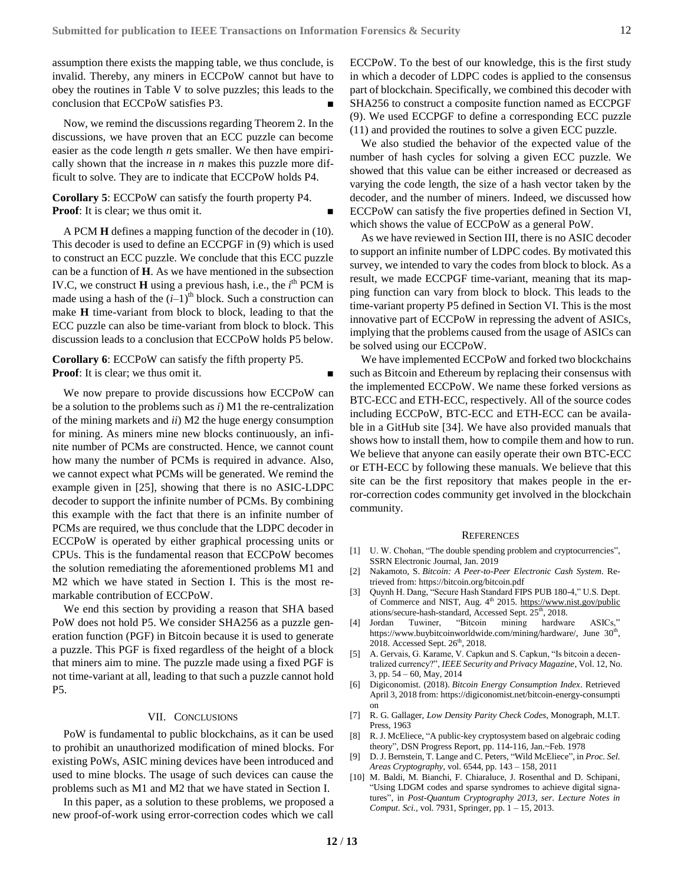assumption there exists the mapping table, we thus conclude, is invalid. Thereby, any miners in ECCPoW cannot but have to obey the routines in Table V to solve puzzles; this leads to the conclusion that ECCPoW satisfies P3. ■

Now, we remind the discussions regarding Theorem 2. In the discussions, we have proven that an ECC puzzle can become easier as the code length *n* gets smaller. We then have empirically shown that the increase in *n* makes this puzzle more difficult to solve. They are to indicate that ECCPoW holds P4.

**Corollary 5**: ECCPoW can satisfy the fourth property P4.
**Proof**: It is clear; we thus omit it. ■

A PCM **H** defines a mapping function of the decoder in (10). This decoder is used to define an ECCPGF in (9) which is used to construct an ECC puzzle. We conclude that this ECC puzzle can be a function of **H**. As we have mentioned in the subsection IV.C, we construct **H** using a previous hash, i.e., the $i^{\text{th}}$ PCM is made using a hash of the $(i–1)^{\text{th}}$ block. Such a construction can make **H** time-variant from block to block, leading to that the ECC puzzle can also be time-variant from block to block. This discussion leads to a conclusion that ECCPoW holds P5 below.

**Corollary 6**: ECCPoW can satisfy the fifth property P5.
**Proof**: It is clear; we thus omit it. ■

We now prepare to provide discussions how ECCPoW can be a solution to the problems such as *i*) M1 the re-centralization of the mining markets and *ii*) M2 the huge energy consumption for mining. As miners mine new blocks continuously, an infinite number of PCMs are constructed. Hence, we cannot count how many the number of PCMs is required in advance. Also, we cannot expect what PCMs will be generated. We remind the example given in [25], showing that there is no ASIC-LDPC decoder to support the infinite number of PCMs. By combining this example with the fact that there is an infinite number of PCMs are required, we thus conclude that the LDPC decoder in ECCPoW is operated by either graphical processing units or CPUs. This is the fundamental reason that ECCPoW becomes the solution remediating the aforementioned problems M1 and M2 which we have stated in Section I. This is the most remarkable contribution of ECCPoW.

We end this section by providing a reason that SHA based PoW does not hold P5. We consider SHA256 as a puzzle generation function (PGF) in Bitcoin because it is used to generate a puzzle. This PGF is fixed regardless of the height of a block that miners aim to mine. The puzzle made using a fixed PGF is not time-variant at all, leading to that such a puzzle cannot hold P5.

## VII. Conclusions

PoW is fundamental to public blockchains, as it can be used to prohibit an unauthorized modification of mined blocks. For existing PoWs, ASIC mining devices have been introduced and used to mine blocks. The usage of such devices can cause the problems such as M1 and M2 that we have stated in Section I.

In this paper, as a solution to these problems, we proposed a new proof-of-work using error-correction codes which we call ECCPoW. To the best of our knowledge, this is the first study in which a decoder of LDPC codes is applied to the consensus part of blockchain. Specifically, we combined this decoder with SHA256 to construct a composite function named as ECCPGF (9). We used ECCPGF to define a corresponding ECC puzzle (11) and provided the routines to solve a given ECC puzzle.

We also studied the behavior of the expected value of the number of hash cycles for solving a given ECC puzzle. We showed that this value can be either increased or decreased as varying the code length, the size of a hash vector taken by the decoder, and the number of miners. Indeed, we discussed how ECCPoW can satisfy the five properties defined in Section VI, which shows the value of ECCPoW as a general PoW.

As we have reviewed in Section III, there is no ASIC decoder to support an infinite number of LDPC codes. By motivated this survey, we intended to vary the codes from block to block. As a result, we made ECCPGF time-variant, meaning that its mapping function can vary from block to block. This leads to the time-variant property P5 defined in Section VI. This is the most innovative part of ECCPoW in repressing the advent of ASICs, implying that the problems caused from the usage of ASICs can be solved using our ECCPoW.

We have implemented ECCPoW and forked two blockchains such as Bitcoin and Ethereum by replacing their consensus with the implemented ECCPoW. We name these forked versions as BTC-ECC and ETH-ECC, respectively. All of the source codes including ECCPoW, BTC-ECC and ETH-ECC can be available in a GitHub site [34]. We have also provided manuals that shows how to install them, how to compile them and how to run. We believe that anyone can easily operate their own BTC-ECC or ETH-ECC by following these manuals. We believe that this site can be the first repository that makes people in the error-correction codes community get involved in the blockchain community.

## References

[1] U. W. Chohan, "The double spending problem and cryptocurrencies", SSRN Electronic Journal, Jan. 2019

[2] Nakamoto, S. *Bitcoin: A Peer-to-Peer Electronic Cash System*. Retrieved from: https://bitcoin.org/bitcoin.pdf

[3] Quynh H. Dang, "Secure Hash Standard FIPS PUB 180-4," U.S. Dept. of Commerce and NIST, Aug. 4th 2015. https://www.nist.gov/publications/secure-hash-standard, Accessed Sept. 25th, 2018.

[4] Jordan Tuwiner, "Bitcoin mining hardware ASICs," https://www.buybitcoinworldwide.com/mining/hardware/, June 30th, 2018. Accessed Sept. 26th, 2018.

[5] A. Gervais, G. Karame, V. Capkun and S. Capkun, "Is bitcoin a decentralized currency?", *IEEE Security and Privacy Magazine*, Vol. 12, No. 3, pp. 54 – 60, May, 2014

[6] Digiconomist. (2018). *Bitcoin Energy Consumption Index*. Retrieved April 3, 2018 from: https://digiconomist.net/bitcoin-energy-consumption

[7] R. G. Gallager, *Low Density Parity Check Codes*, Monograph, M.I.T. Press, 1963

[8] R. J. McEliece, "A public-key cryptosystem based on algebraic coding theory", DSN Progress Report, pp. 114-116, Jan.~Feb. 1978

[9] D. J. Bernstein, T. Lange and C. Peters, "Wild McEliece", in *Proc. Sel. Areas Cryptography*, vol. 6544, pp. 143 – 158, 2011

[10] M. Baldi, M. Bianchi, F. Chiaraluce, J. Rosenthal and D. Schipani, "Using LDGM codes and sparse syndromes to achieve digital signatures", in *Post-Quantum Cryptography 2013, ser. Lecture Notes in Comput. Sci.*, vol. 7931, Springer, pp. 1 – 15, 2013.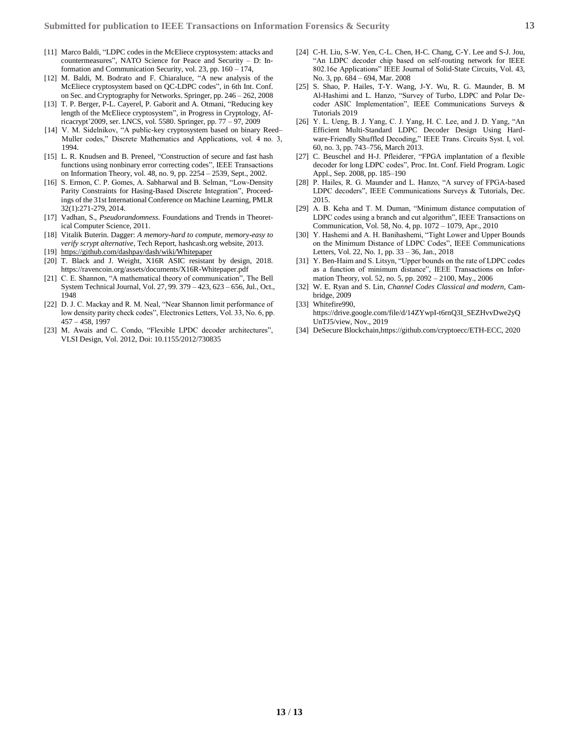[11] Marco Baldi, "LDPC codes in the McEliece cryptosystem: attacks and countermeasures", NATO Science for Peace and Security – D: Information and Communication Security, vol. 23, pp. 160 – 174,

[12] M. Baldi, M. Bodrato and F. Chiaraluce, "A new analysis of the McEliece cryptosystem based on QC-LDPC codes", in 6th Int. Conf. on Sec. and Cryptography for Networks. Springer, pp. 246 – 262, 2008

[13] T. P. Berger, P-L. Cayerel, P. Gaborit and A. Otmani, "Reducing key length of the McEliece cryptosystem", in Progress in Cryptology, Africacrypt'2009, ser. LNCS, vol. 5580. Springer, pp. 77 – 97, 2009

[14] V. M. Sidelnikov, "A public-key cryptosystem based on binary Reed–Muller codes," Discrete Mathematics and Applications, vol. 4 no. 3, 1994.

[15] L. R. Knudsen and B. Preneel, "Construction of secure and fast hash functions using nonbinary error correcting codes", IEEE Transactions on Information Theory, vol. 48, no. 9, pp. 2254 – 2539, Sept., 2002.

[16] S. Ermon, C. P. Gomes, A. Sabharwal and B. Selman, "Low-Density Parity Constraints for Hasing-Based Discrete Integration", Proceedings of the 31st International Conference on Machine Learning, PMLR 32(1):271-279, 2014.

[17] Vadhan, S., *Pseudorandomness*. Foundations and Trends in Theoretical Computer Science, 2011.

[18] Vitalik Buterin. Dagger: *A memory-hard to compute, memory-easy to verify scrypt alternative*, Tech Report, hashcash.org website, 2013.

[19] https://github.com/dashpay/dash/wiki/Whitepaper

[20] T. Black and J. Weight, X16R ASIC resistant by design, 2018. https://ravencoin.org/assets/documents/X16R-Whitepaper.pdf

[21] C. E. Shannon, "A mathematical theory of communication", The Bell System Technical Journal, Vol. 27, 99. 379 – 423, 623 – 656, Jul., Oct., 1948

[22] D. J. C. Mackay and R. M. Neal, "Near Shannon limit performance of low density parity check codes", Electronics Letters, Vol. 33, No. 6, pp. 457 – 458, 1997

[23] M. Awais and C. Condo, "Flexible LPDC decoder architectures", VLSI Design, Vol. 2012, Doi: 10.1155/2012/730835

[24] C-H. Liu, S-W. Yen, C-L. Chen, H-C. Chang, C-Y. Lee and S-J. Jou, "An LDPC decoder chip based on self-routing network for IEEE 802.16e Applications" IEEE Journal of Solid-State Circuits, Vol. 43, No. 3, pp. 684 – 694, Mar. 2008

[25] S. Shao, P. Hailes, T-Y. Wang, J-Y. Wu, R. G. Maunder, B. M Al-Hashimi and L. Hanzo, "Survey of Turbo, LDPC and Polar Decoder ASIC Implementation", IEEE Communications Surveys & Tutorials 2019

[26] Y. L. Ueng, B. J. Yang, C. J. Yang, H. C. Lee, and J. D. Yang, "An Efficient Multi-Standard LDPC Decoder Design Using Hardware-Friendly Shuffled Decoding," IEEE Trans. Circuits Syst. I, vol. 60, no. 3, pp. 743–756, March 2013.

[27] C. Beuschel and H-J. Pfleiderer, "FPGA implantation of a flexible decoder for long LDPC codes", Proc. Int. Conf. Field Program. Logic Appl., Sep. 2008, pp. 185–190

[28] P. Hailes, R. G. Maunder and L. Hanzo, "A survey of FPGA-based LDPC decoders", IEEE Communications Surveys & Tutorials, Dec. 2015.

[29] A. B. Keha and T. M. Duman, "Minimum distance computation of LDPC codes using a branch and cut algorithm", IEEE Transactions on Communication, Vol. 58, No. 4, pp. 1072 – 1079, Apr., 2010

[30] Y. Hashemi and A. H. Banihashemi, "Tight Lower and Upper Bounds on the Minimum Distance of LDPC Codes", IEEE Communications Letters, Vol. 22, No. 1, pp. 33 – 36, Jan., 2018

[31] Y. Ben-Haim and S. Litsyn, "Upper bounds on the rate of LDPC codes as a function of minimum distance", IEEE Transactions on Information Theory, vol. 52, no. 5, pp. 2092 – 2100, May., 2006

[32] W. E. Ryan and S. Lin, *Channel Codes Classical and modern*, Cambridge, 2009

[33] Whitefire990, https://drive.google.com/file/d/14ZYwpI-t6rnQ3I_SEZHvvDwe2yQUnTJ5/view, Nov., 2019

[34] DeSecure Blockchain,https://github.com/cryptoecc/ETH-ECC, 2020